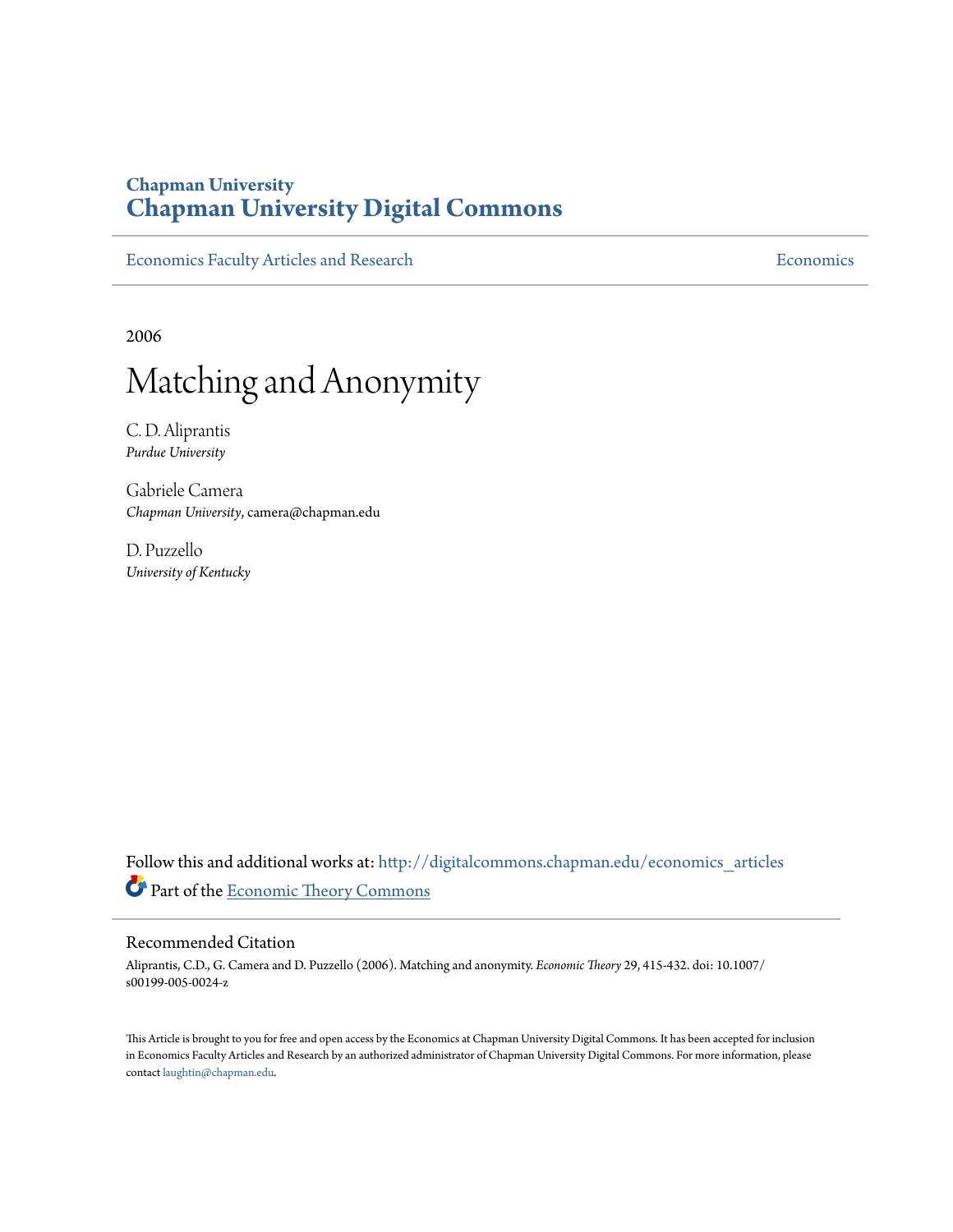Chapman University

# Chapman University Digital Commons

Economics Faculty Articles and Research | Economics

2006

# Matching and Anonymity

C. D. Aliprantis
*Purdue University*

Gabriele Camera
*Chapman University*, camera@chapman.edu

D. Puzzello
*University of Kentucky*

Follow this and additional works at: http://digitalcommons.chapman.edu/economics_articles

Part of the Economic Theory Commons

## Recommended Citation

Aliprantis, C.D., G. Camera and D. Puzzello (2006). Matching and anonymity. *Economic Theory* 29, 415-432. doi: 10.1007/s00199-005-0024-z

This Article is brought to you for free and open access by the Economics at Chapman University Digital Commons. It has been accepted for inclusion in Economics Faculty Articles and Research by an authorized administrator of Chapman University Digital Commons. For more information, please contact laughtin@chapman.edu.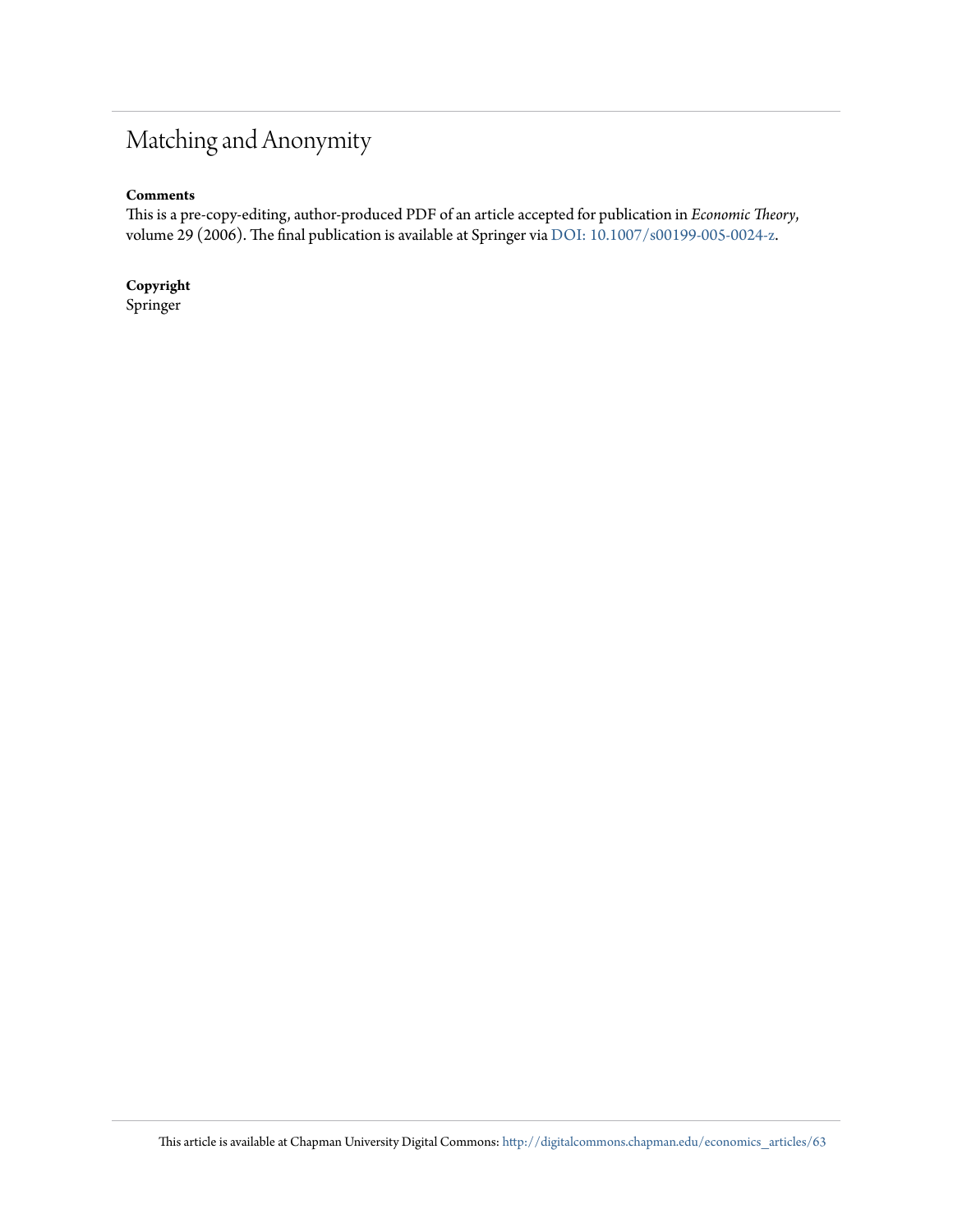# Matching and Anonymity

**Comments**

This is a pre-copy-editing, author-produced PDF of an article accepted for publication in *Economic Theory*, volume 29 (2006). The final publication is available at Springer via DOI: 10.1007/s00199-005-0024-z.

**Copyright**

Springer

This article is available at Chapman University Digital Commons: http://digitalcommons.chapman.edu/economics_articles/63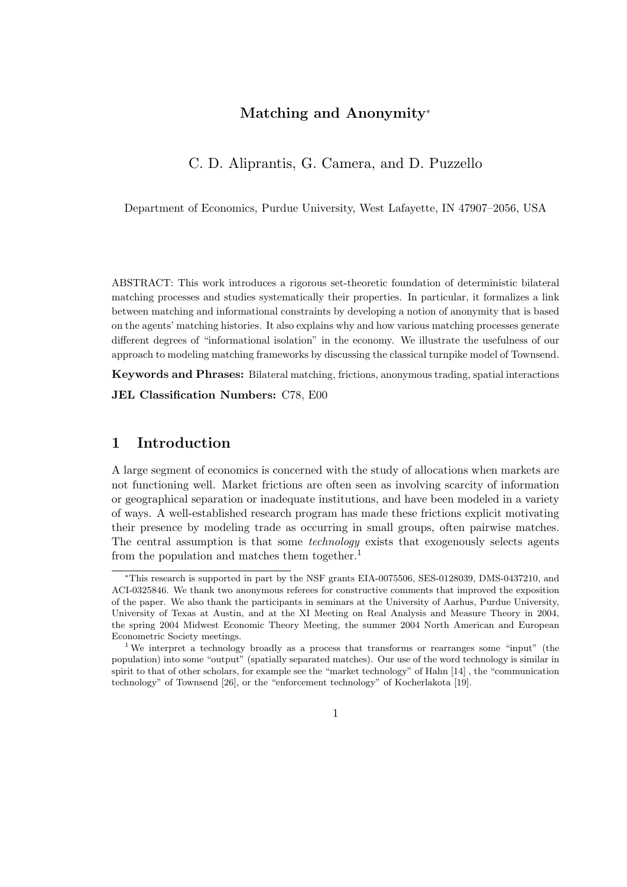# Matching and Anonymity*

C. D. Aliprantis, G. Camera, and D. Puzzello

Department of Economics, Purdue University, West Lafayette, IN 47907–2056, USA

ABSTRACT: This work introduces a rigorous set-theoretic foundation of deterministic bilateral matching processes and studies systematically their properties. In particular, it formalizes a link between matching and informational constraints by developing a notion of anonymity that is based on the agents' matching histories. It also explains why and how various matching processes generate different degrees of "informational isolation" in the economy. We illustrate the usefulness of our approach to modeling matching frameworks by discussing the classical turnpike model of Townsend.

**Keywords and Phrases:** Bilateral matching, frictions, anonymous trading, spatial interactions

**JEL Classification Numbers:** C78, E00

## 1 Introduction

A large segment of economics is concerned with the study of allocations when markets are not functioning well. Market frictions are often seen as involving scarcity of information or geographical separation or inadequate institutions, and have been modeled in a variety of ways. A well-established research program has made these frictions explicit motivating their presence by modeling trade as occurring in small groups, often pairwise matches. The central assumption is that some *technology* exists that exogenously selects agents from the population and matches them together.[1]

---

*This research is supported in part by the NSF grants EIA-0075506, SES-0128039, DMS-0437210, and ACI-0325846. We thank two anonymous referees for constructive comments that improved the exposition of the paper. We also thank the participants in seminars at the University of Aarhus, Purdue University, University of Texas at Austin, and at the XI Meeting on Real Analysis and Measure Theory in 2004, the spring 2004 Midwest Economic Theory Meeting, the summer 2004 North American and European Econometric Society meetings.

[1] We interpret a technology broadly as a process that transforms or rearranges some "input" (the population) into some "output" (spatially separated matches). Our use of the word technology is similar in spirit to that of other scholars, for example see the "market technology" of Hahn [14] , the "communication technology" of Townsend [26], or the "enforcement technology" of Kocherlakota [19].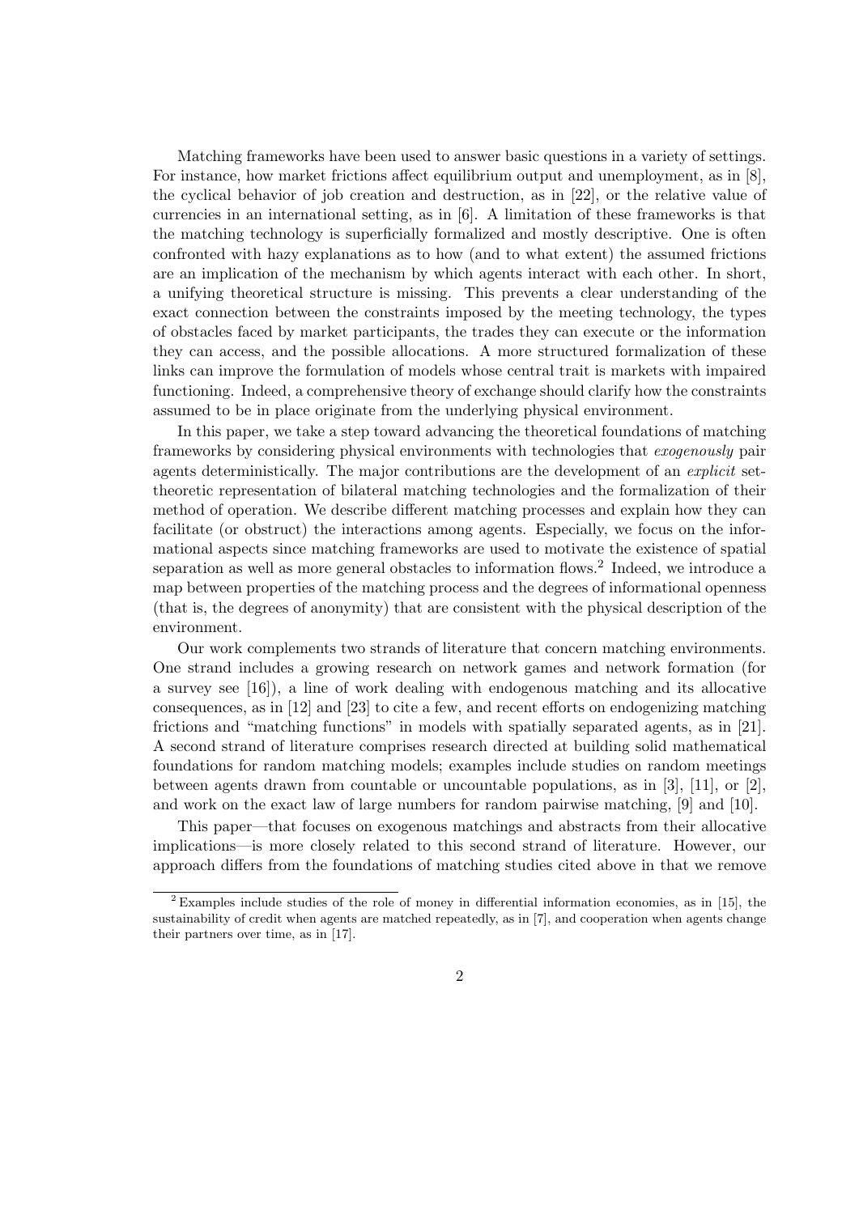Matching frameworks have been used to answer basic questions in a variety of settings. For instance, how market frictions affect equilibrium output and unemployment, as in [8], the cyclical behavior of job creation and destruction, as in [22], or the relative value of currencies in an international setting, as in [6]. A limitation of these frameworks is that the matching technology is superficially formalized and mostly descriptive. One is often confronted with hazy explanations as to how (and to what extent) the assumed frictions are an implication of the mechanism by which agents interact with each other. In short, a unifying theoretical structure is missing. This prevents a clear understanding of the exact connection between the constraints imposed by the meeting technology, the types of obstacles faced by market participants, the trades they can execute or the information they can access, and the possible allocations. A more structured formalization of these links can improve the formulation of models whose central trait is markets with impaired functioning. Indeed, a comprehensive theory of exchange should clarify how the constraints assumed to be in place originate from the underlying physical environment.

In this paper, we take a step toward advancing the theoretical foundations of matching frameworks by considering physical environments with technologies that *exogenously* pair agents deterministically. The major contributions are the development of an *explicit* set-theoretic representation of bilateral matching technologies and the formalization of their method of operation. We describe different matching processes and explain how they can facilitate (or obstruct) the interactions among agents. Especially, we focus on the informational aspects since matching frameworks are used to motivate the existence of spatial separation as well as more general obstacles to information flows.[2] Indeed, we introduce a map between properties of the matching process and the degrees of informational openness (that is, the degrees of anonymity) that are consistent with the physical description of the environment.

Our work complements two strands of literature that concern matching environments. One strand includes a growing research on network games and network formation (for a survey see [16]), a line of work dealing with endogenous matching and its allocative consequences, as in [12] and [23] to cite a few, and recent efforts on endogenizing matching frictions and "matching functions" in models with spatially separated agents, as in [21]. A second strand of literature comprises research directed at building solid mathematical foundations for random matching models; examples include studies on random meetings between agents drawn from countable or uncountable populations, as in [3], [11], or [2], and work on the exact law of large numbers for random pairwise matching, [9] and [10].

This paper—that focuses on exogenous matchings and abstracts from their allocative implications—is more closely related to this second strand of literature. However, our approach differs from the foundations of matching studies cited above in that we remove

[2] Examples include studies of the role of money in differential information economies, as in [15], the sustainability of credit when agents are matched repeatedly, as in [7], and cooperation when agents change their partners over time, as in [17].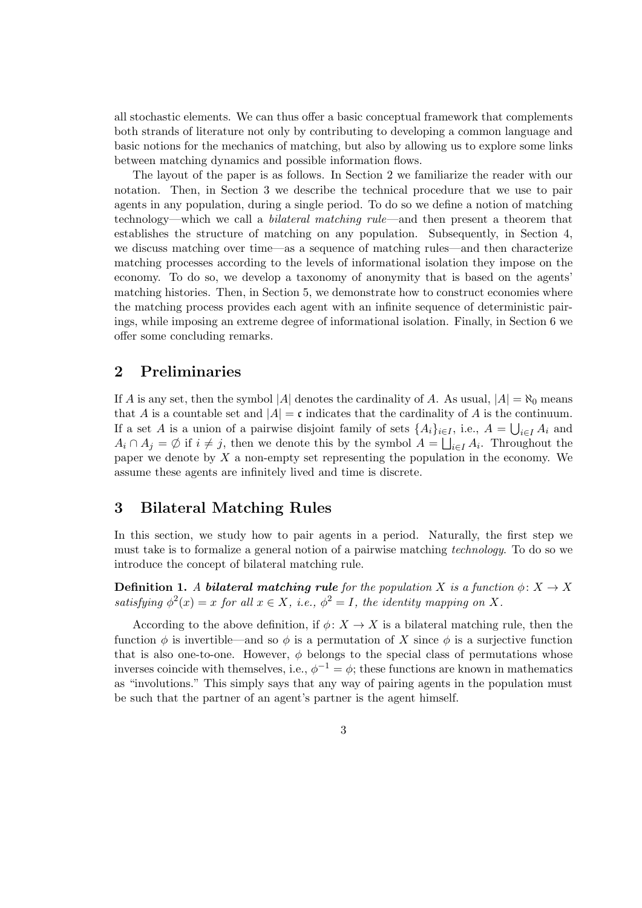all stochastic elements. We can thus offer a basic conceptual framework that complements both strands of literature not only by contributing to developing a common language and basic notions for the mechanics of matching, but also by allowing us to explore some links between matching dynamics and possible information flows.

The layout of the paper is as follows. In Section 2 we familiarize the reader with our notation. Then, in Section 3 we describe the technical procedure that we use to pair agents in any population, during a single period. To do so we define a notion of matching technology—which we call a *bilateral matching rule*—and then present a theorem that establishes the structure of matching on any population. Subsequently, in Section 4, we discuss matching over time—as a sequence of matching rules—and then characterize matching processes according to the levels of informational isolation they impose on the economy. To do so, we develop a taxonomy of anonymity that is based on the agents' matching histories. Then, in Section 5, we demonstrate how to construct economies where the matching process provides each agent with an infinite sequence of deterministic pairings, while imposing an extreme degree of informational isolation. Finally, in Section 6 we offer some concluding remarks.

## 2 Preliminaries

If $A$ is any set, then the symbol $|A|$ denotes the cardinality of $A$. As usual, $|A| = \aleph_0$ means that $A$ is a countable set and $|A| = \mathfrak{c}$ indicates that the cardinality of $A$ is the continuum. If a set $A$ is a union of a pairwise disjoint family of sets $\{A_i\}_{i \in I}$, i.e., $A = \bigcup_{i \in I} A_i$ and $A_i \cap A_j = \emptyset$ if $i \neq j$, then we denote this by the symbol $A = \bigsqcup_{i \in I} A_i$. Throughout the paper we denote by $X$ a non-empty set representing the population in the economy. We assume these agents are infinitely lived and time is discrete.

## 3 Bilateral Matching Rules

In this section, we study how to pair agents in a period. Naturally, the first step we must take is to formalize a general notion of a pairwise matching *technology*. To do so we introduce the concept of bilateral matching rule.

**Definition 1.** *A **bilateral matching rule** for the population $X$ is a function $\phi\colon X \to X$ satisfying $\phi^2(x) = x$ for all $x \in X$, i.e., $\phi^2 = I$, the identity mapping on $X$.*

According to the above definition, if $\phi\colon X \to X$ is a bilateral matching rule, then the function $\phi$ is invertible—and so $\phi$ is a permutation of $X$ since $\phi$ is a surjective function that is also one-to-one. However, $\phi$ belongs to the special class of permutations whose inverses coincide with themselves, i.e., $\phi^{-1} = \phi$; these functions are known in mathematics as "involutions." This simply says that any way of pairing agents in the population must be such that the partner of an agent's partner is the agent himself.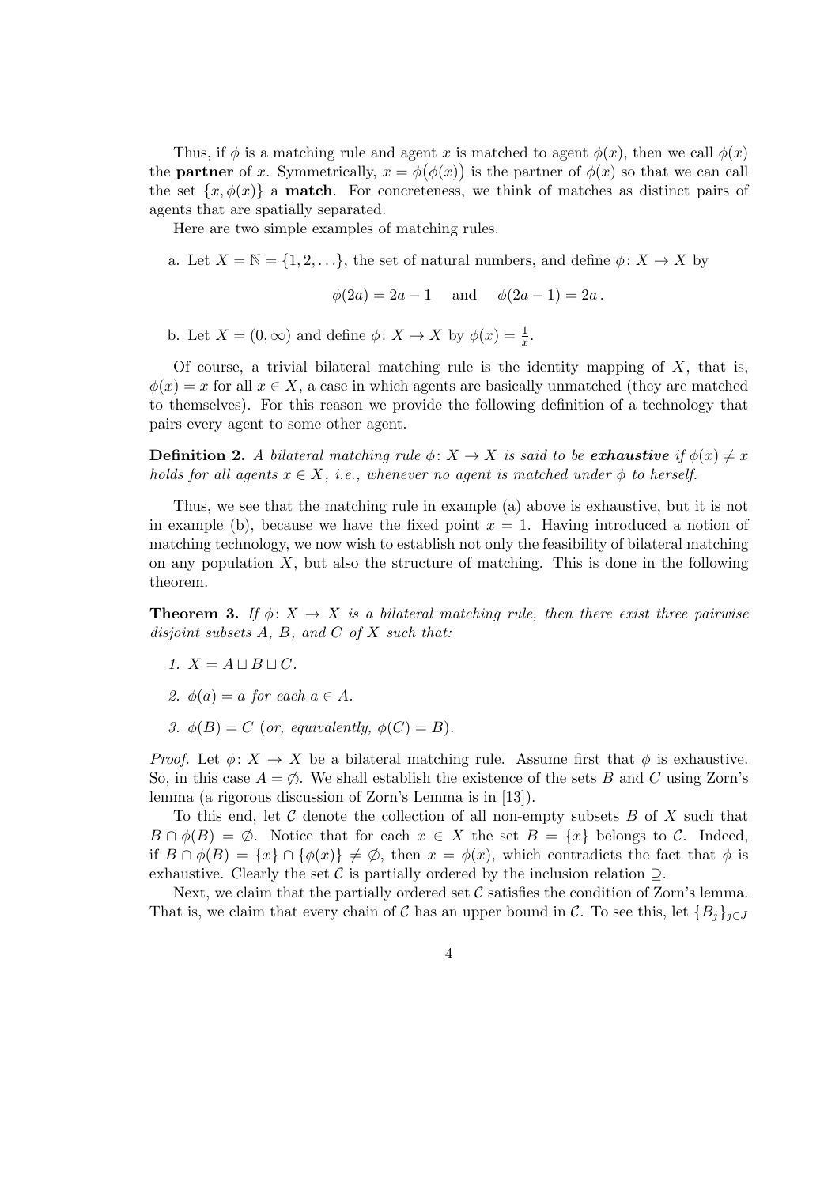Thus, if $\phi$ is a matching rule and agent $x$ is matched to agent $\phi(x)$, then we call $\phi(x)$ the **partner** of $x$. Symmetrically, $x = \phi\big(\phi(x)\big)$ is the partner of $\phi(x)$ so that we can call the set $\{x, \phi(x)\}$ a **match**. For concreteness, we think of matches as distinct pairs of agents that are spatially separated.

Here are two simple examples of matching rules.

a. Let $X = \mathbb{N} = \{1, 2, \ldots\}$, the set of natural numbers, and define $\phi\colon X \to X$ by

$$\phi(2a) = 2a - 1 \quad \text{and} \quad \phi(2a-1) = 2a\,.$$

b. Let $X = (0, \infty)$ and define $\phi\colon X \to X$ by $\phi(x) = \frac{1}{x}$.

Of course, a trivial bilateral matching rule is the identity mapping of $X$, that is, $\phi(x) = x$ for all $x \in X$, a case in which agents are basically unmatched (they are matched to themselves). For this reason we provide the following definition of a technology that pairs every agent to some other agent.

**Definition 2.** *A bilateral matching rule $\phi\colon X \to X$ is said to be* ***exhaustive*** *if $\phi(x) \neq x$ holds for all agents $x \in X$, i.e., whenever no agent is matched under $\phi$ to herself.*

Thus, we see that the matching rule in example (a) above is exhaustive, but it is not in example (b), because we have the fixed point $x = 1$. Having introduced a notion of matching technology, we now wish to establish not only the feasibility of bilateral matching on any population $X$, but also the structure of matching. This is done in the following theorem.

**Theorem 3.** *If $\phi\colon X \to X$ is a bilateral matching rule, then there exist three pairwise disjoint subsets $A$, $B$, and $C$ of $X$ such that:*

1. *$X = A \sqcup B \sqcup C$.*
2. *$\phi(a) = a$ for each $a \in A$.*
3. *$\phi(B) = C$ (or, equivalently, $\phi(C) = B$).*

*Proof.* Let $\phi\colon X \to X$ be a bilateral matching rule. Assume first that $\phi$ is exhaustive. So, in this case $A = \emptyset$. We shall establish the existence of the sets $B$ and $C$ using Zorn's lemma (a rigorous discussion of Zorn's Lemma is in [13]).

To this end, let $\mathcal{C}$ denote the collection of all non-empty subsets $B$ of $X$ such that $B \cap \phi(B) = \emptyset$. Notice that for each $x \in X$ the set $B = \{x\}$ belongs to $\mathcal{C}$. Indeed, if $B \cap \phi(B) = \{x\} \cap \{\phi(x)\} \neq \emptyset$, then $x = \phi(x)$, which contradicts the fact that $\phi$ is exhaustive. Clearly the set $\mathcal{C}$ is partially ordered by the inclusion relation $\supseteq$.

Next, we claim that the partially ordered set $\mathcal{C}$ satisfies the condition of Zorn's lemma. That is, we claim that every chain of $\mathcal{C}$ has an upper bound in $\mathcal{C}$. To see this, let $\{B_j\}_{j\in J}$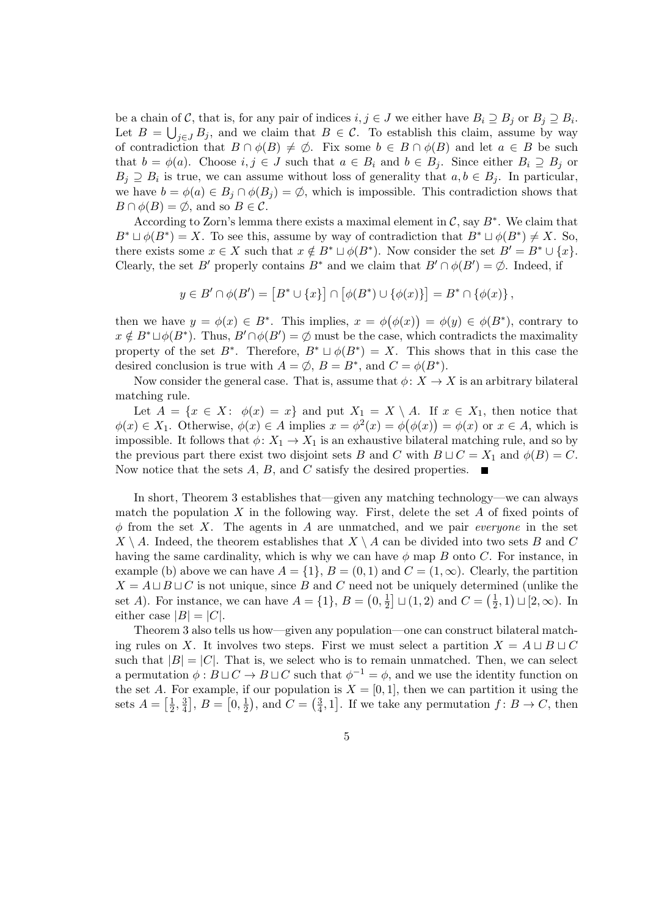be a chain of $\mathcal{C}$, that is, for any pair of indices $i, j \in J$ we either have $B_i \supseteq B_j$ or $B_j \supseteq B_i$. Let $B = \bigcup_{j \in J} B_j$, and we claim that $B \in \mathcal{C}$. To establish this claim, assume by way of contradiction that $B \cap \phi(B) \neq \emptyset$. Fix some $b \in B \cap \phi(B)$ and let $a \in B$ be such that $b = \phi(a)$. Choose $i, j \in J$ such that $a \in B_i$ and $b \in B_j$. Since either $B_i \supseteq B_j$ or $B_j \supseteq B_i$ is true, we can assume without loss of generality that $a, b \in B_j$. In particular, we have $b = \phi(a) \in B_j \cap \phi(B_j) = \emptyset$, which is impossible. This contradiction shows that $B \cap \phi(B) = \emptyset$, and so $B \in \mathcal{C}$.

According to Zorn's lemma there exists a maximal element in $\mathcal{C}$, say $B^*$. We claim that $B^* \sqcup \phi(B^*) = X$. To see this, assume by way of contradiction that $B^* \sqcup \phi(B^*) \neq X$. So, there exists some $x \in X$ such that $x \notin B^* \sqcup \phi(B^*)$. Now consider the set $B' = B^* \cup \{x\}$. Clearly, the set $B'$ properly contains $B^*$ and we claim that $B' \cap \phi(B') = \emptyset$. Indeed, if

$$y \in B' \cap \phi(B') = \big[B^* \cup \{x\}\big] \cap \big[\phi(B^*) \cup \{\phi(x)\}\big] = B^* \cap \{\phi(x)\},$$

then we have $y = \phi(x) \in B^*$. This implies, $x = \phi\big(\phi(x)\big) = \phi(y) \in \phi(B^*)$, contrary to $x \notin B^* \sqcup \phi(B^*)$. Thus, $B' \cap \phi(B') = \emptyset$ must be the case, which contradicts the maximality property of the set $B^*$. Therefore, $B^* \sqcup \phi(B^*) = X$. This shows that in this case the desired conclusion is true with $A = \emptyset$, $B = B^*$, and $C = \phi(B^*)$.

Now consider the general case. That is, assume that $\phi\colon X \to X$ is an arbitrary bilateral matching rule.

Let $A = \{x \in X\colon\ \phi(x) = x\}$ and put $X_1 = X \setminus A$. If $x \in X_1$, then notice that $\phi(x) \in X_1$. Otherwise, $\phi(x) \in A$ implies $x = \phi^2(x) = \phi\big(\phi(x)\big) = \phi(x)$ or $x \in A$, which is impossible. It follows that $\phi\colon X_1 \to X_1$ is an exhaustive bilateral matching rule, and so by the previous part there exist two disjoint sets $B$ and $C$ with $B \sqcup C = X_1$ and $\phi(B) = C$. Now notice that the sets $A$, $B$, and $C$ satisfy the desired properties. ■

In short, Theorem 3 establishes that—given any matching technology—we can always match the population $X$ in the following way. First, delete the set $A$ of fixed points of $\phi$ from the set $X$. The agents in $A$ are unmatched, and we pair *everyone* in the set $X \setminus A$. Indeed, the theorem establishes that $X \setminus A$ can be divided into two sets $B$ and $C$ having the same cardinality, which is why we can have $\phi$ map $B$ onto $C$. For instance, in example (b) above we can have $A = \{1\}$, $B = (0, 1)$ and $C = (1, \infty)$. Clearly, the partition $X = A \sqcup B \sqcup C$ is not unique, since $B$ and $C$ need not be uniquely determined (unlike the set $A$). For instance, we can have $A = \{1\}$, $B = \big(0, \frac{1}{2}\big] \sqcup (1, 2)$ and $C = \big(\frac{1}{2}, 1\big) \sqcup [2, \infty)$. In either case $|B| = |C|$.

Theorem 3 also tells us how—given any population—one can construct bilateral matching rules on $X$. It involves two steps. First we must select a partition $X = A \sqcup B \sqcup C$ such that $|B| = |C|$. That is, we select who is to remain unmatched. Then, we can select a permutation $\phi : B \sqcup C \to B \sqcup C$ such that $\phi^{-1} = \phi$, and we use the identity function on the set $A$. For example, if our population is $X = [0, 1]$, then we can partition it using the sets $A = \big[\frac{1}{2}, \frac{3}{4}\big]$, $B = \big[0, \frac{1}{2}\big)$, and $C = \big(\frac{3}{4}, 1\big]$. If we take any permutation $f\colon B \to C$, then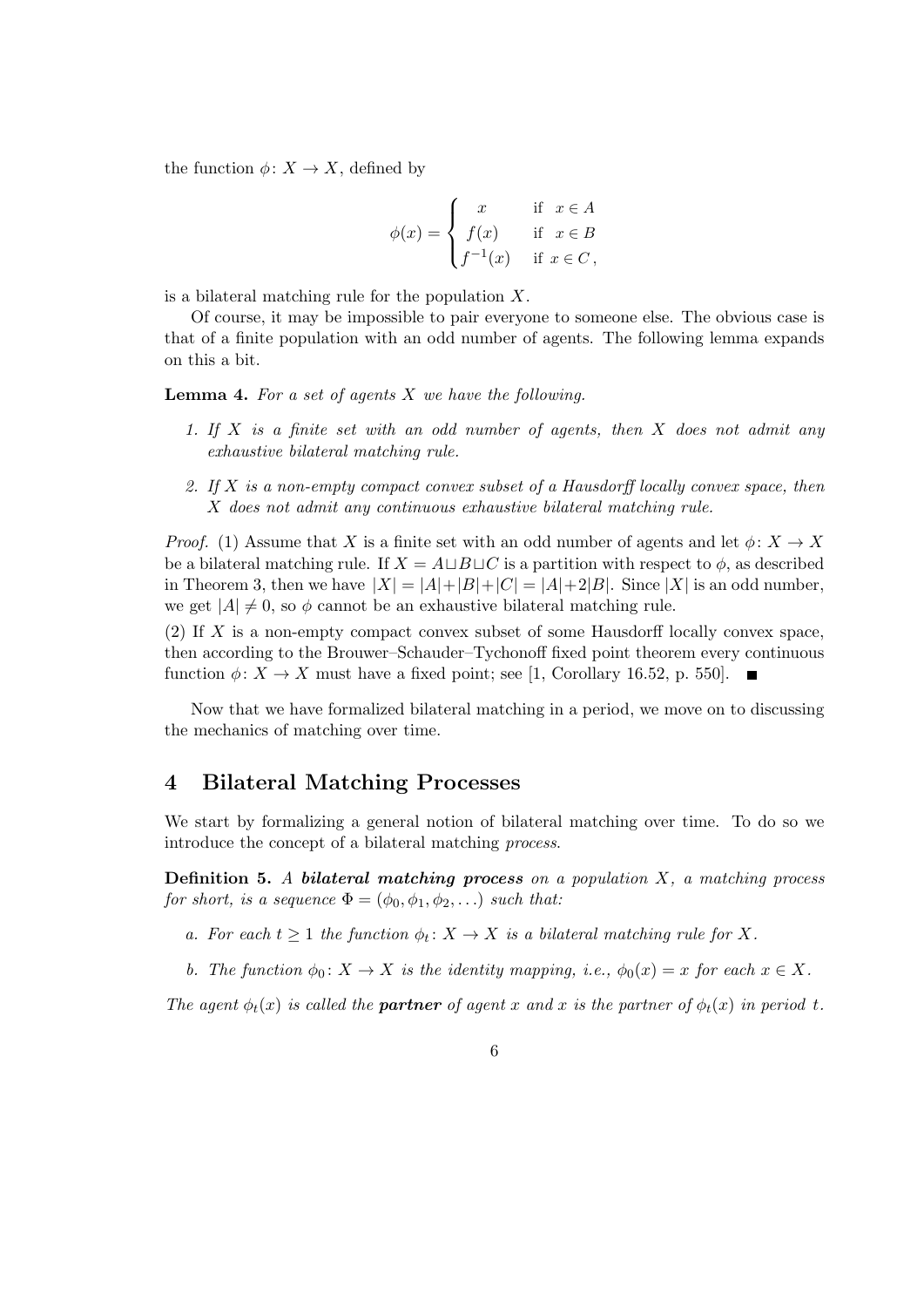the function $\phi\colon X \to X$, defined by

$$\phi(x) = \begin{cases} x & \text{if } \ x \in A \\ f(x) & \text{if } \ x \in B \\ f^{-1}(x) & \text{if } \ x \in C\,, \end{cases}$$

is a bilateral matching rule for the population $X$.

Of course, it may be impossible to pair everyone to someone else. The obvious case is that of a finite population with an odd number of agents. The following lemma expands on this a bit.

**Lemma 4.** *For a set of agents $X$ we have the following.*

1. *If $X$ is a finite set with an odd number of agents, then $X$ does not admit any exhaustive bilateral matching rule.*
2. *If $X$ is a non-empty compact convex subset of a Hausdorff locally convex space, then $X$ does not admit any continuous exhaustive bilateral matching rule.*

*Proof.* (1) Assume that $X$ is a finite set with an odd number of agents and let $\phi\colon X \to X$ be a bilateral matching rule. If $X = A \sqcup B \sqcup C$ is a partition with respect to $\phi$, as described in Theorem 3, then we have $|X| = |A| + |B| + |C| = |A| + 2|B|$. Since $|X|$ is an odd number, we get $|A| \neq 0$, so $\phi$ cannot be an exhaustive bilateral matching rule.

(2) If $X$ is a non-empty compact convex subset of some Hausdorff locally convex space, then according to the Brouwer–Schauder–Tychonoff fixed point theorem every continuous function $\phi\colon X \to X$ must have a fixed point; see [1, Corollary 16.52, p. 550]. ∎

Now that we have formalized bilateral matching in a period, we move on to discussing the mechanics of matching over time.

## 4 Bilateral Matching Processes

We start by formalizing a general notion of bilateral matching over time. To do so we introduce the concept of a bilateral matching *process*.

**Definition 5.** *A* ***bilateral matching process*** *on a population $X$, a matching process for short, is a sequence $\Phi = (\phi_0, \phi_1, \phi_2, \ldots)$ such that:*

*a. For each $t \geq 1$ the function $\phi_t\colon X \to X$ is a bilateral matching rule for $X$.*

*b. The function $\phi_0\colon X \to X$ is the identity mapping, i.e., $\phi_0(x) = x$ for each $x \in X$.*

*The agent $\phi_t(x)$ is called the* ***partner*** *of agent $x$ and $x$ is the partner of $\phi_t(x)$ in period $t$.*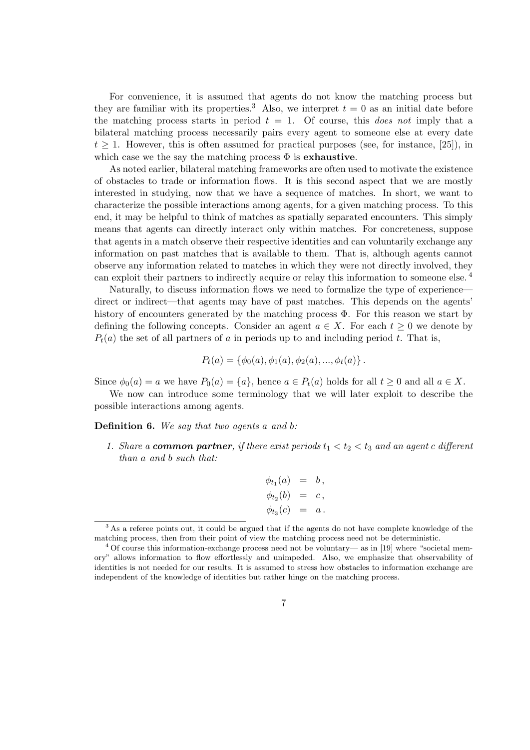For convenience, it is assumed that agents do not know the matching process but they are familiar with its properties.[3] Also, we interpret $t = 0$ as an initial date before the matching process starts in period $t = 1$. Of course, this *does not* imply that a bilateral matching process necessarily pairs every agent to someone else at every date $t \geq 1$. However, this is often assumed for practical purposes (see, for instance, [25]), in which case we the say the matching process $\Phi$ is **exhaustive**.

As noted earlier, bilateral matching frameworks are often used to motivate the existence of obstacles to trade or information flows. It is this second aspect that we are mostly interested in studying, now that we have a sequence of matches. In short, we want to characterize the possible interactions among agents, for a given matching process. To this end, it may be helpful to think of matches as spatially separated encounters. This simply means that agents can directly interact only within matches. For concreteness, suppose that agents in a match observe their respective identities and can voluntarily exchange any information on past matches that is available to them. That is, although agents cannot observe any information related to matches in which they were not directly involved, they can exploit their partners to indirectly acquire or relay this information to someone else.[4]

Naturally, to discuss information flows we need to formalize the type of experience—direct or indirect—that agents may have of past matches. This depends on the agents' history of encounters generated by the matching process $\Phi$. For this reason we start by defining the following concepts. Consider an agent $a \in X$. For each $t \geq 0$ we denote by $P_t(a)$ the set of all partners of $a$ in periods up to and including period $t$. That is,

$$P_t(a) = \{\phi_0(a), \phi_1(a), \phi_2(a), ..., \phi_t(a)\}.$$

Since $\phi_0(a) = a$ we have $P_0(a) = \{a\}$, hence $a \in P_t(a)$ holds for all $t \geq 0$ and all $a \in X$.

We now can introduce some terminology that we will later exploit to describe the possible interactions among agents.

**Definition 6.** *We say that two agents a and b:*

1. *Share a* ***common partner****, if there exist periods $t_1 < t_2 < t_3$ and an agent c different than a and b such that:*

$$\begin{aligned} \phi_{t_1}(a) &= b\,, \\ \phi_{t_2}(b) &= c\,, \\ \phi_{t_3}(c) &= a\,. \end{aligned}$$

---

[3] As a referee points out, it could be argued that if the agents do not have complete knowledge of the matching process, then from their point of view the matching process need not be deterministic.

[4] Of course this information-exchange process need not be voluntary— as in [19] where "societal memory" allows information to flow effortlessly and unimpeded. Also, we emphasize that observability of identities is not needed for our results. It is assumed to stress how obstacles to information exchange are independent of the knowledge of identities but rather hinge on the matching process.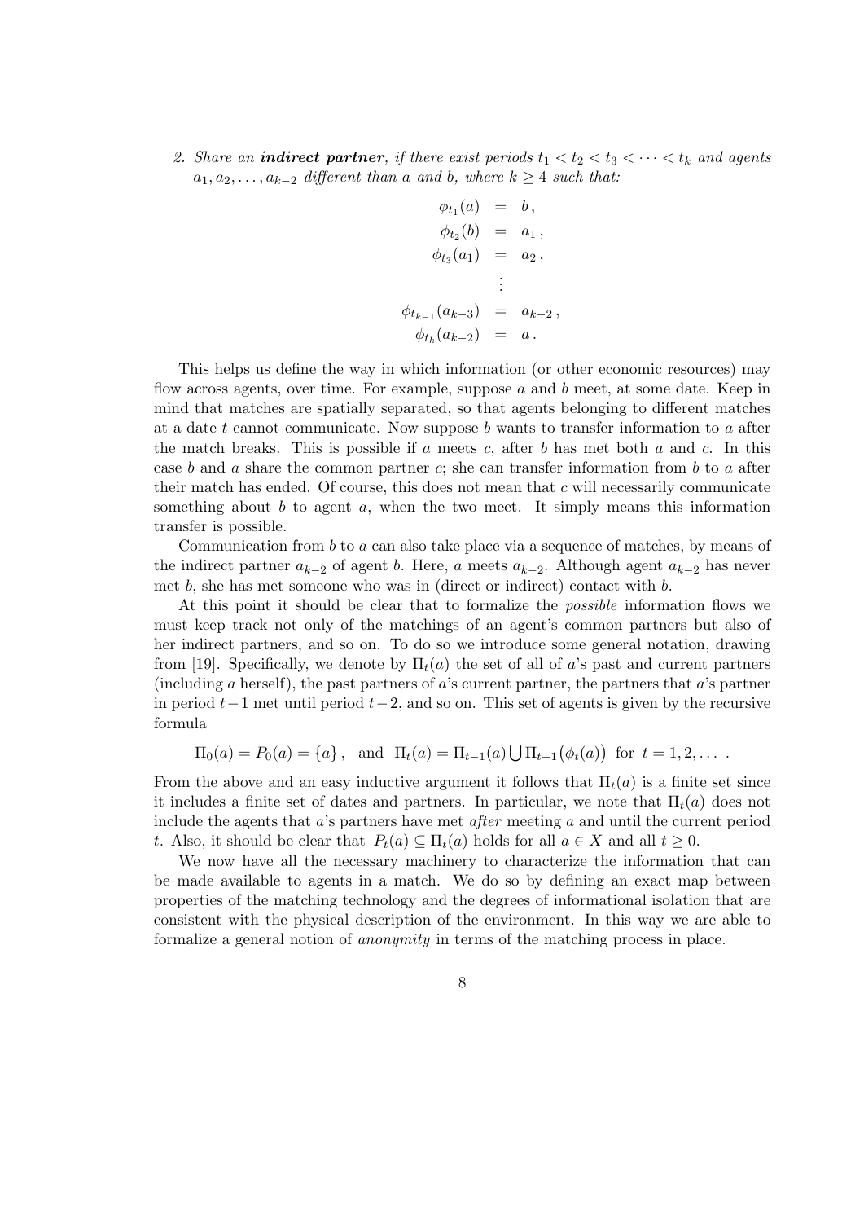2. *Share an* ***indirect partner****, if there exist periods $t_1 < t_2 < t_3 < \cdots < t_k$ and agents $a_1, a_2, \ldots, a_{k-2}$ different than $a$ and $b$, where $k \geq 4$ such that:*

$$
\begin{aligned}
\phi_{t_1}(a) &= b\,, \\
\phi_{t_2}(b) &= a_1\,, \\
\phi_{t_3}(a_1) &= a_2\,, \\
&\vdots \\
\phi_{t_{k-1}}(a_{k-3}) &= a_{k-2}\,, \\
\phi_{t_k}(a_{k-2}) &= a\,.
\end{aligned}
$$

This helps us define the way in which information (or other economic resources) may flow across agents, over time. For example, suppose $a$ and $b$ meet, at some date. Keep in mind that matches are spatially separated, so that agents belonging to different matches at a date $t$ cannot communicate. Now suppose $b$ wants to transfer information to $a$ after the match breaks. This is possible if $a$ meets $c$, after $b$ has met both $a$ and $c$. In this case $b$ and $a$ share the common partner $c$; she can transfer information from $b$ to $a$ after their match has ended. Of course, this does not mean that $c$ will necessarily communicate something about $b$ to agent $a$, when the two meet. It simply means this information transfer is possible.

Communication from $b$ to $a$ can also take place via a sequence of matches, by means of the indirect partner $a_{k-2}$ of agent $b$. Here, $a$ meets $a_{k-2}$. Although agent $a_{k-2}$ has never met $b$, she has met someone who was in (direct or indirect) contact with $b$.

At this point it should be clear that to formalize the *possible* information flows we must keep track not only of the matchings of an agent's common partners but also of her indirect partners, and so on. To do so we introduce some general notation, drawing from [19]. Specifically, we denote by $\Pi_t(a)$ the set of all of $a$'s past and current partners (including $a$ herself), the past partners of $a$'s current partner, the partners that $a$'s partner in period $t-1$ met until period $t-2$, and so on. This set of agents is given by the recursive formula

$$
\Pi_0(a) = P_0(a) = \{a\}\,, \quad \text{and} \quad \Pi_t(a) = \Pi_{t-1}(a) \bigcup \Pi_{t-1}\big(\phi_t(a)\big) \ \text{ for } \ t = 1, 2, \ldots\ .
$$

From the above and an easy inductive argument it follows that $\Pi_t(a)$ is a finite set since it includes a finite set of dates and partners. In particular, we note that $\Pi_t(a)$ does not include the agents that $a$'s partners have met *after* meeting $a$ and until the current period $t$. Also, it should be clear that $P_t(a) \subseteq \Pi_t(a)$ holds for all $a \in X$ and all $t \geq 0$.

We now have all the necessary machinery to characterize the information that can be made available to agents in a match. We do so by defining an exact map between properties of the matching technology and the degrees of informational isolation that are consistent with the physical description of the environment. In this way we are able to formalize a general notion of *anonymity* in terms of the matching process in place.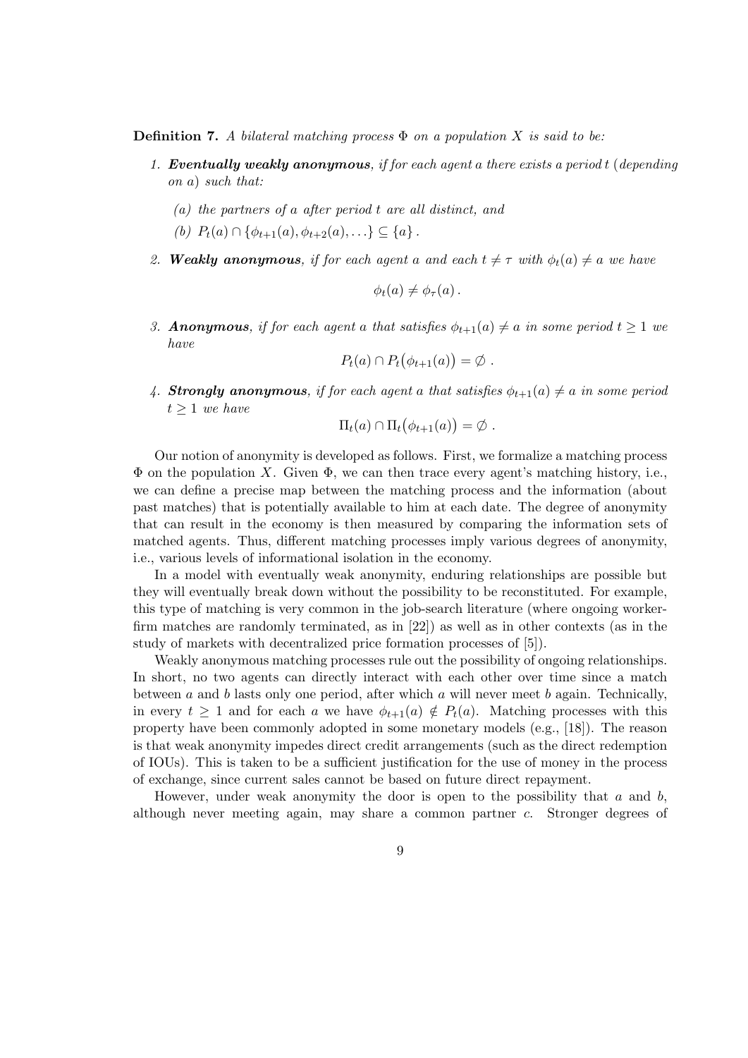**Definition 7.** *A bilateral matching process $\Phi$ on a population $X$ is said to be:*

1. ***Eventually weakly anonymous****, if for each agent $a$ there exists a period $t$ (depending on $a$) such that:*

   *(a) the partners of $a$ after period $t$ are all distinct, and*

   *(b) $P_t(a) \cap \{\phi_{t+1}(a), \phi_{t+2}(a), \ldots\} \subseteq \{a\}$.*

2. ***Weakly anonymous****, if for each agent $a$ and each $t \neq \tau$ with $\phi_t(a) \neq a$ we have*

$$\phi_t(a) \neq \phi_\tau(a) .$$

3. ***Anonymous****, if for each agent $a$ that satisfies $\phi_{t+1}(a) \neq a$ in some period $t \geq 1$ we have*

$$P_t(a) \cap P_t\big(\phi_{t+1}(a)\big) = \varnothing \ .$$

4. ***Strongly anonymous****, if for each agent $a$ that satisfies $\phi_{t+1}(a) \neq a$ in some period $t \geq 1$ we have*

$$\Pi_t(a) \cap \Pi_t\big(\phi_{t+1}(a)\big) = \varnothing \ .$$

Our notion of anonymity is developed as follows. First, we formalize a matching process $\Phi$ on the population $X$. Given $\Phi$, we can then trace every agent's matching history, i.e., we can define a precise map between the matching process and the information (about past matches) that is potentially available to him at each date. The degree of anonymity that can result in the economy is then measured by comparing the information sets of matched agents. Thus, different matching processes imply various degrees of anonymity, i.e., various levels of informational isolation in the economy.

In a model with eventually weak anonymity, enduring relationships are possible but they will eventually break down without the possibility to be reconstituted. For example, this type of matching is very common in the job-search literature (where ongoing worker-firm matches are randomly terminated, as in [22]) as well as in other contexts (as in the study of markets with decentralized price formation processes of [5]).

Weakly anonymous matching processes rule out the possibility of ongoing relationships. In short, no two agents can directly interact with each other over time since a match between $a$ and $b$ lasts only one period, after which $a$ will never meet $b$ again. Technically, in every $t \geq 1$ and for each $a$ we have $\phi_{t+1}(a) \notin P_t(a)$. Matching processes with this property have been commonly adopted in some monetary models (e.g., [18]). The reason is that weak anonymity impedes direct credit arrangements (such as the direct redemption of IOUs). This is taken to be a sufficient justification for the use of money in the process of exchange, since current sales cannot be based on future direct repayment.

However, under weak anonymity the door is open to the possibility that $a$ and $b$, although never meeting again, may share a common partner $c$. Stronger degrees of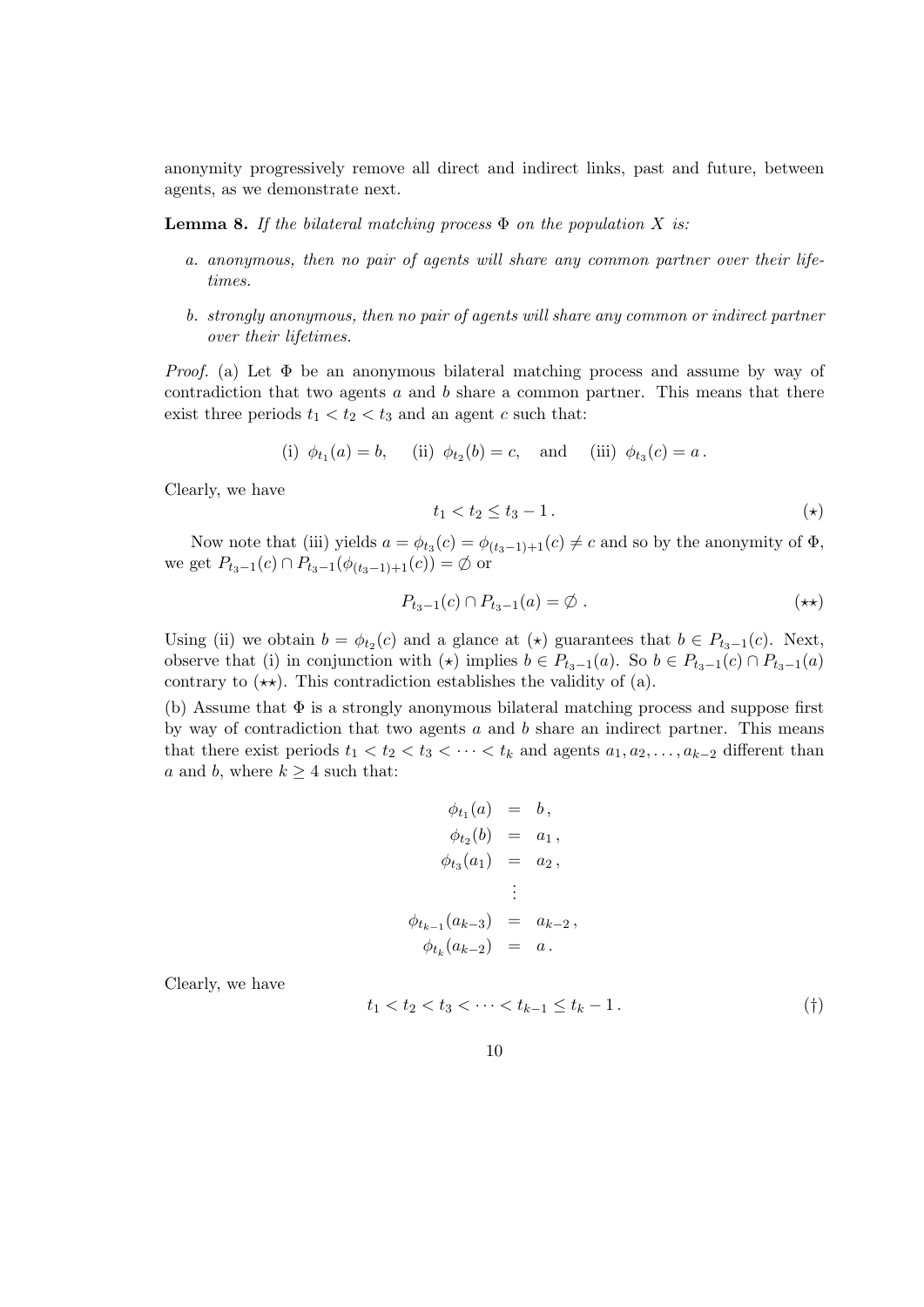anonymity progressively remove all direct and indirect links, past and future, between agents, as we demonstrate next.

**Lemma 8.** *If the bilateral matching process $\Phi$ on the population $X$ is:*

- *a. anonymous, then no pair of agents will share any common partner over their lifetimes.*
- *b. strongly anonymous, then no pair of agents will share any common or indirect partner over their lifetimes.*

*Proof.* (a) Let $\Phi$ be an anonymous bilateral matching process and assume by way of contradiction that two agents $a$ and $b$ share a common partner. This means that there exist three periods $t_1 < t_2 < t_3$ and an agent $c$ such that:

$$\text{(i)}\ \phi_{t_1}(a) = b, \qquad \text{(ii)}\ \phi_{t_2}(b) = c, \quad \text{and} \quad \text{(iii)}\ \phi_{t_3}(c) = a\,.$$

Clearly, we have

$$t_1 < t_2 \leq t_3 - 1\,. \tag{$\star$}$$

Now note that (iii) yields $a = \phi_{t_3}(c) = \phi_{(t_3-1)+1}(c) \neq c$ and so by the anonymity of $\Phi$, we get $P_{t_3-1}(c) \cap P_{t_3-1}(\phi_{(t_3-1)+1}(c)) = \emptyset$ or

$$P_{t_3-1}(c) \cap P_{t_3-1}(a) = \emptyset\ . \tag{$\star\star$}$$

Using (ii) we obtain $b = \phi_{t_2}(c)$ and a glance at ($\star$) guarantees that $b \in P_{t_3-1}(c)$. Next, observe that (i) in conjunction with ($\star$) implies $b \in P_{t_3-1}(a)$. So $b \in P_{t_3-1}(c) \cap P_{t_3-1}(a)$ contrary to ($\star\star$). This contradiction establishes the validity of (a).

(b) Assume that $\Phi$ is a strongly anonymous bilateral matching process and suppose first by way of contradiction that two agents $a$ and $b$ share an indirect partner. This means that there exist periods $t_1 < t_2 < t_3 < \cdots < t_k$ and agents $a_1, a_2, \ldots, a_{k-2}$ different than $a$ and $b$, where $k \geq 4$ such that:

$$\begin{aligned}
\phi_{t_1}(a) &= b\,,\\
\phi_{t_2}(b) &= a_1\,,\\
\phi_{t_3}(a_1) &= a_2\,,\\
&\vdots\\
\phi_{t_{k-1}}(a_{k-3}) &= a_{k-2}\,,\\
\phi_{t_k}(a_{k-2}) &= a\,.
\end{aligned}$$

Clearly, we have

$$t_1 < t_2 < t_3 < \cdots < t_{k-1} \leq t_k - 1\,. \tag{$\dagger$}$$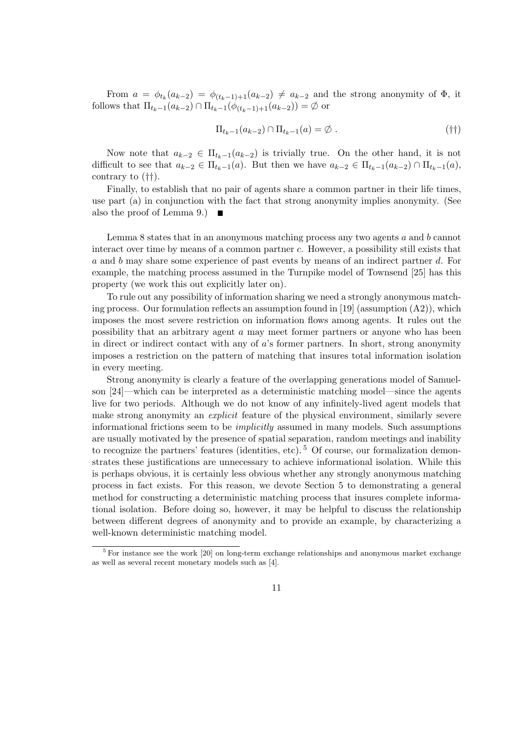From $a = \phi_{t_k}(a_{k-2}) = \phi_{(t_k-1)+1}(a_{k-2}) \neq a_{k-2}$ and the strong anonymity of $\Phi$, it follows that $\Pi_{t_k-1}(a_{k-2}) \cap \Pi_{t_k-1}(\phi_{(t_k-1)+1}(a_{k-2})) = \emptyset$ or

$$\Pi_{t_k-1}(a_{k-2}) \cap \Pi_{t_k-1}(a) = \emptyset \; . \tag{††}$$

Now note that $a_{k-2} \in \Pi_{t_k-1}(a_{k-2})$ is trivially true. On the other hand, it is not difficult to see that $a_{k-2} \in \Pi_{t_k-1}(a)$. But then we have $a_{k-2} \in \Pi_{t_k-1}(a_{k-2}) \cap \Pi_{t_k-1}(a)$, contrary to (††).

Finally, to establish that no pair of agents share a common partner in their life times, use part (a) in conjunction with the fact that strong anonymity implies anonymity. (See also the proof of Lemma 9.) ■

Lemma 8 states that in an anonymous matching process any two agents $a$ and $b$ cannot interact over time by means of a common partner $c$. However, a possibility still exists that $a$ and $b$ may share some experience of past events by means of an indirect partner $d$. For example, the matching process assumed in the Turnpike model of Townsend [25] has this property (we work this out explicitly later on).

To rule out any possibility of information sharing we need a strongly anonymous matching process. Our formulation reflects an assumption found in [19] (assumption (A2)), which imposes the most severe restriction on information flows among agents. It rules out the possibility that an arbitrary agent $a$ may meet former partners or anyone who has been in direct or indirect contact with any of $a$'s former partners. In short, strong anonymity imposes a restriction on the pattern of matching that insures total information isolation in every meeting.

Strong anonymity is clearly a feature of the overlapping generations model of Samuelson [24]—which can be interpreted as a deterministic matching model—since the agents live for two periods. Although we do not know of any infinitely-lived agent models that make strong anonymity an *explicit* feature of the physical environment, similarly severe informational frictions seem to be *implicitly* assumed in many models. Such assumptions are usually motivated by the presence of spatial separation, random meetings and inability to recognize the partners' features (identities, etc). [5] Of course, our formalization demonstrates these justifications are unnecessary to achieve informational isolation. While this is perhaps obvious, it is certainly less obvious whether any strongly anonymous matching process in fact exists. For this reason, we devote Section 5 to demonstrating a general method for constructing a deterministic matching process that insures complete informational isolation. Before doing so, however, it may be helpful to discuss the relationship between different degrees of anonymity and to provide an example, by characterizing a well-known deterministic matching model.

[5] For instance see the work [20] on long-term exchange relationships and anonymous market exchange as well as several recent monetary models such as [4].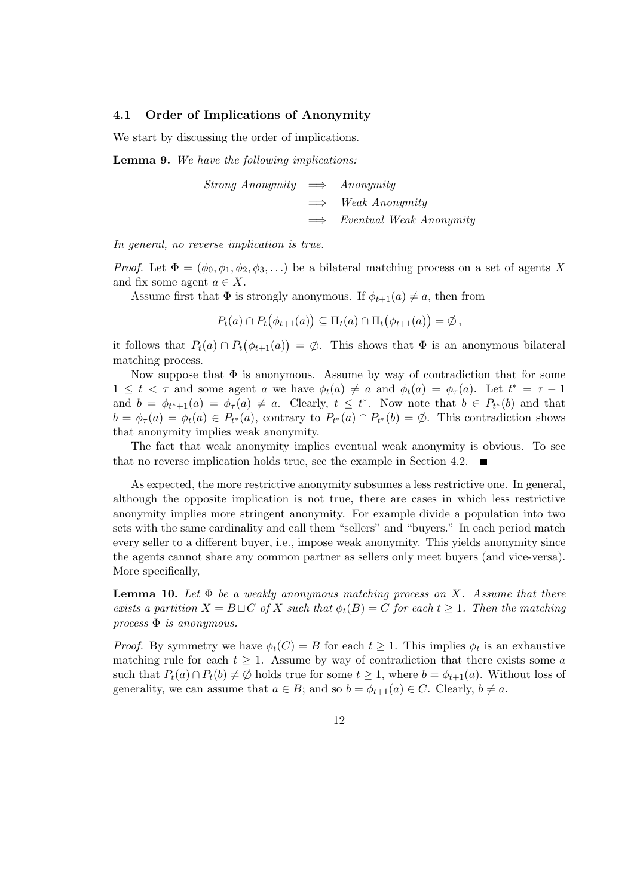### 4.1 Order of Implications of Anonymity

We start by discussing the order of implications.

**Lemma 9.** *We have the following implications:*

$$
\begin{aligned}
\textit{Strong Anonymity} &\implies \textit{Anonymity} \\
&\implies \textit{Weak Anonymity} \\
&\implies \textit{Eventual Weak Anonymity}
\end{aligned}
$$

*In general, no reverse implication is true.*

*Proof.* Let $\Phi = (\phi_0, \phi_1, \phi_2, \phi_3, \ldots)$ be a bilateral matching process on a set of agents $X$ and fix some agent $a \in X$.

Assume first that $\Phi$ is strongly anonymous. If $\phi_{t+1}(a) \neq a$, then from

$$
P_t(a) \cap P_t\big(\phi_{t+1}(a)\big) \subseteq \Pi_t(a) \cap \Pi_t\big(\phi_{t+1}(a)\big) = \emptyset\,,
$$

it follows that $P_t(a) \cap P_t\big(\phi_{t+1}(a)\big) = \emptyset$. This shows that $\Phi$ is an anonymous bilateral matching process.

Now suppose that $\Phi$ is anonymous. Assume by way of contradiction that for some $1 \leq t < \tau$ and some agent $a$ we have $\phi_t(a) \neq a$ and $\phi_t(a) = \phi_\tau(a)$. Let $t^* = \tau - 1$ and $b = \phi_{t^*+1}(a) = \phi_\tau(a) \neq a$. Clearly, $t \leq t^*$. Now note that $b \in P_{t^*}(b)$ and that $b = \phi_\tau(a) = \phi_t(a) \in P_{t^*}(a)$, contrary to $P_{t^*}(a) \cap P_{t^*}(b) = \emptyset$. This contradiction shows that anonymity implies weak anonymity.

The fact that weak anonymity implies eventual weak anonymity is obvious. To see that no reverse implication holds true, see the example in Section 4.2. ■

As expected, the more restrictive anonymity subsumes a less restrictive one. In general, although the opposite implication is not true, there are cases in which less restrictive anonymity implies more stringent anonymity. For example divide a population into two sets with the same cardinality and call them "sellers" and "buyers." In each period match every seller to a different buyer, i.e., impose weak anonymity. This yields anonymity since the agents cannot share any common partner as sellers only meet buyers (and vice-versa). More specifically,

**Lemma 10.** *Let $\Phi$ be a weakly anonymous matching process on $X$. Assume that there exists a partition $X = B \sqcup C$ of $X$ such that $\phi_t(B) = C$ for each $t \geq 1$. Then the matching process $\Phi$ is anonymous.*

*Proof.* By symmetry we have $\phi_t(C) = B$ for each $t \geq 1$. This implies $\phi_t$ is an exhaustive matching rule for each $t \geq 1$. Assume by way of contradiction that there exists some $a$ such that $P_t(a) \cap P_t(b) \neq \emptyset$ holds true for some $t \geq 1$, where $b = \phi_{t+1}(a)$. Without loss of generality, we can assume that $a \in B$; and so $b = \phi_{t+1}(a) \in C$. Clearly, $b \neq a$.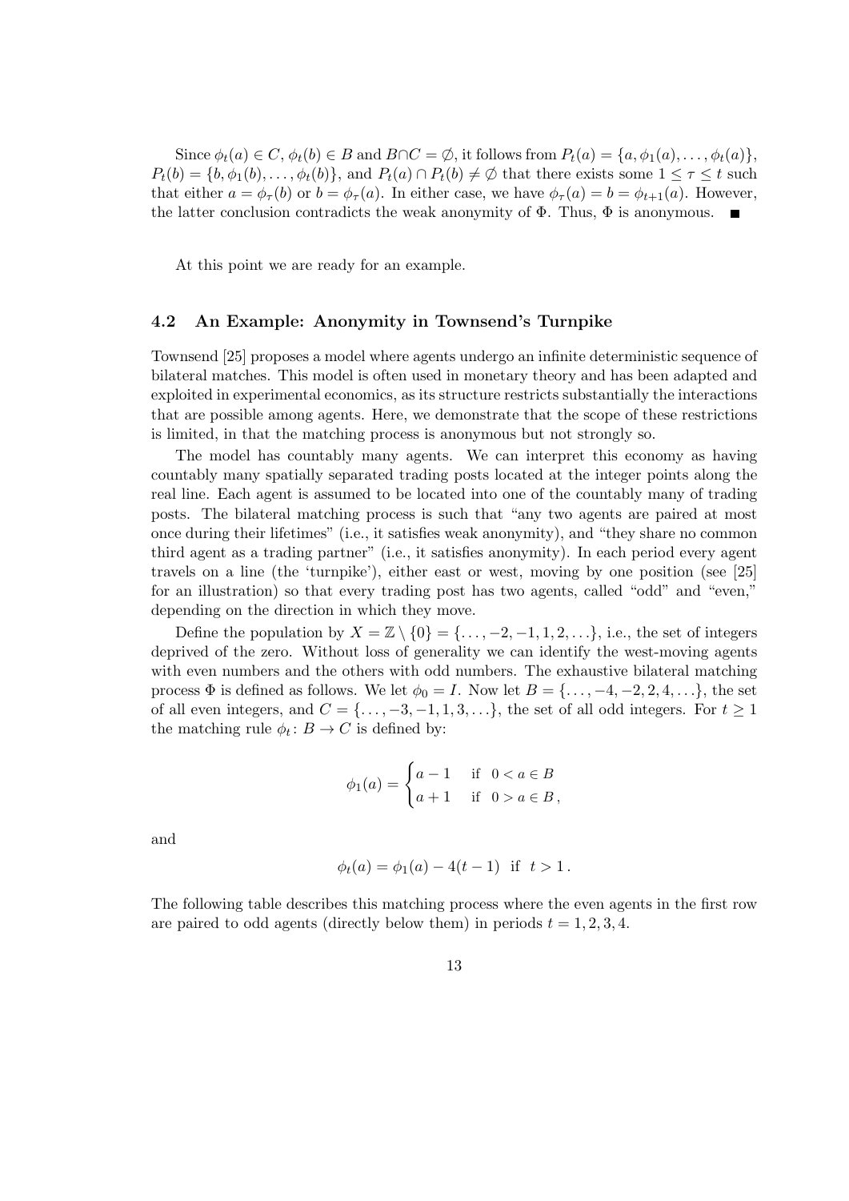Since $\phi_t(a) \in C$, $\phi_t(b) \in B$ and $B \cap C = \emptyset$, it follows from $P_t(a) = \{a, \phi_1(a), \ldots, \phi_t(a)\}$, $P_t(b) = \{b, \phi_1(b), \ldots, \phi_t(b)\}$, and $P_t(a) \cap P_t(b) \neq \emptyset$ that there exists some $1 \leq \tau \leq t$ such that either $a = \phi_\tau(b)$ or $b = \phi_\tau(a)$. In either case, we have $\phi_\tau(a) = b = \phi_{t+1}(a)$. However, the latter conclusion contradicts the weak anonymity of $\Phi$. Thus, $\Phi$ is anonymous. ∎

At this point we are ready for an example.

### 4.2 An Example: Anonymity in Townsend's Turnpike

Townsend [25] proposes a model where agents undergo an infinite deterministic sequence of bilateral matches. This model is often used in monetary theory and has been adapted and exploited in experimental economics, as its structure restricts substantially the interactions that are possible among agents. Here, we demonstrate that the scope of these restrictions is limited, in that the matching process is anonymous but not strongly so.

The model has countably many agents. We can interpret this economy as having countably many spatially separated trading posts located at the integer points along the real line. Each agent is assumed to be located into one of the countably many of trading posts. The bilateral matching process is such that "any two agents are paired at most once during their lifetimes" (i.e., it satisfies weak anonymity), and "they share no common third agent as a trading partner" (i.e., it satisfies anonymity). In each period every agent travels on a line (the 'turnpike'), either east or west, moving by one position (see [25] for an illustration) so that every trading post has two agents, called "odd" and "even," depending on the direction in which they move.

Define the population by $X = \mathbb{Z} \setminus \{0\} = \{\ldots, -2, -1, 1, 2, \ldots\}$, i.e., the set of integers deprived of the zero. Without loss of generality we can identify the west-moving agents with even numbers and the others with odd numbers. The exhaustive bilateral matching process $\Phi$ is defined as follows. We let $\phi_0 = I$. Now let $B = \{\ldots, -4, -2, 2, 4, \ldots\}$, the set of all even integers, and $C = \{\ldots, -3, -1, 1, 3, \ldots\}$, the set of all odd integers. For $t \geq 1$ the matching rule $\phi_t \colon B \to C$ is defined by:

$$\phi_1(a) = \begin{cases} a - 1 & \text{if } \ 0 < a \in B \\ a + 1 & \text{if } \ 0 > a \in B \, , \end{cases}$$

and

$$\phi_t(a) = \phi_1(a) - 4(t-1) \ \text{ if } \ t > 1 \, .$$

The following table describes this matching process where the even agents in the first row are paired to odd agents (directly below them) in periods $t = 1, 2, 3, 4$.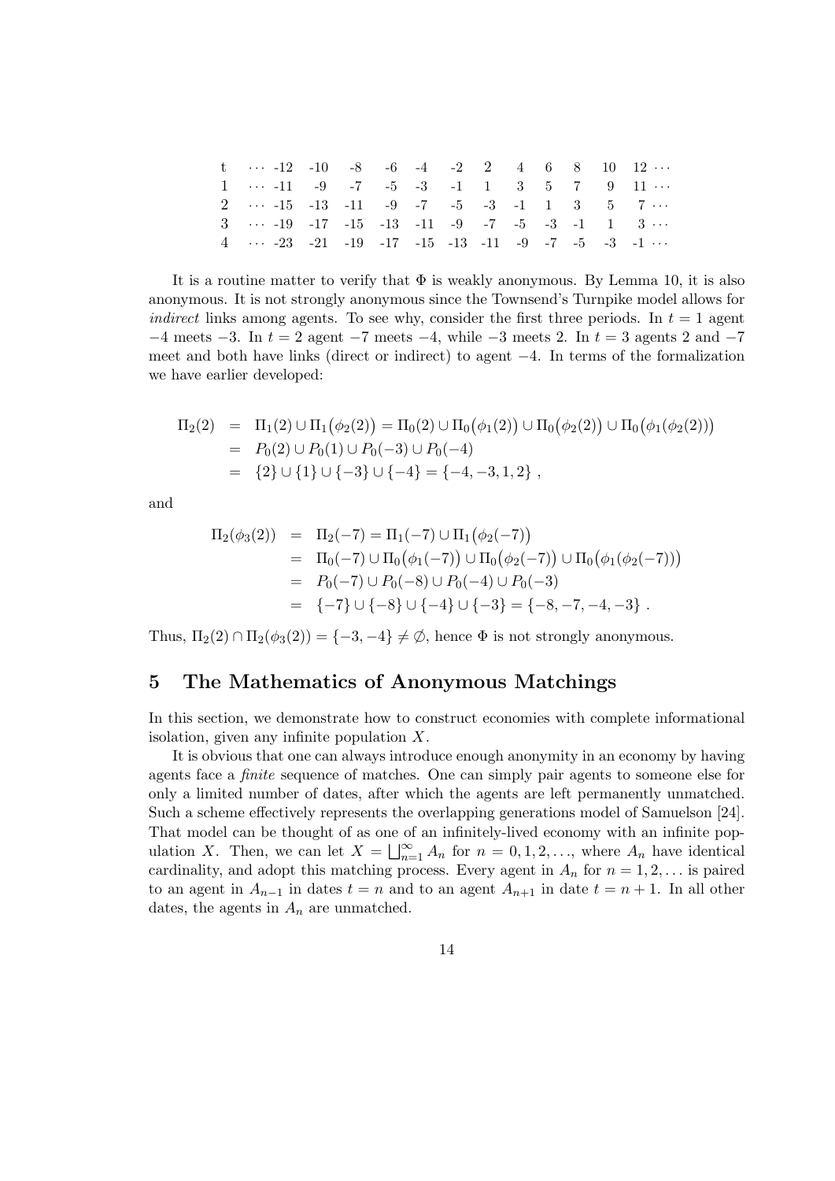| t | $\cdots$ -12 | -10 | -8 | -6 | -4 | -2 | 2 | 4 | 6 | 8 | 10 | 12 $\cdots$ |
|---|---|---|---|---|---|---|---|---|---|---|---|---|
| 1 | $\cdots$ -11 | -9 | -7 | -5 | -3 | -1 | 1 | 3 | 5 | 7 | 9 | 11 $\cdots$ |
| 2 | $\cdots$ -15 | -13 | -11 | -9 | -7 | -5 | -3 | -1 | 1 | 3 | 5 | 7 $\cdots$ |
| 3 | $\cdots$ -19 | -17 | -15 | -13 | -11 | -9 | -7 | -5 | -3 | -1 | 1 | 3 $\cdots$ |
| 4 | $\cdots$ -23 | -21 | -19 | -17 | -15 | -13 | -11 | -9 | -7 | -5 | -3 | -1 $\cdots$ |

It is a routine matter to verify that $\Phi$ is weakly anonymous. By Lemma 10, it is also anonymous. It is not strongly anonymous since the Townsend's Turnpike model allows for *indirect* links among agents. To see why, consider the first three periods. In $t = 1$ agent $-4$ meets $-3$. In $t = 2$ agent $-7$ meets $-4$, while $-3$ meets 2. In $t = 3$ agents 2 and $-7$ meet and both have links (direct or indirect) to agent $-4$. In terms of the formalization we have earlier developed:

$$
\begin{aligned}
\Pi_2(2) &= \Pi_1(2) \cup \Pi_1\big(\phi_2(2)\big) = \Pi_0(2) \cup \Pi_0\big(\phi_1(2)\big) \cup \Pi_0\big(\phi_2(2)\big) \cup \Pi_0\big(\phi_1(\phi_2(2))\big) \\
&= P_0(2) \cup P_0(1) \cup P_0(-3) \cup P_0(-4) \\
&= \{2\} \cup \{1\} \cup \{-3\} \cup \{-4\} = \{-4, -3, 1, 2\} ,
\end{aligned}
$$

and

$$
\begin{aligned}
\Pi_2(\phi_3(2)) &= \Pi_2(-7) = \Pi_1(-7) \cup \Pi_1\big(\phi_2(-7)\big) \\
&= \Pi_0(-7) \cup \Pi_0\big(\phi_1(-7)\big) \cup \Pi_0\big(\phi_2(-7)\big) \cup \Pi_0\big(\phi_1(\phi_2(-7))\big) \\
&= P_0(-7) \cup P_0(-8) \cup P_0(-4) \cup P_0(-3) \\
&= \{-7\} \cup \{-8\} \cup \{-4\} \cup \{-3\} = \{-8, -7, -4, -3\} .
\end{aligned}
$$

Thus, $\Pi_2(2) \cap \Pi_2(\phi_3(2)) = \{-3, -4\} \neq \emptyset$, hence $\Phi$ is not strongly anonymous.

## 5 The Mathematics of Anonymous Matchings

In this section, we demonstrate how to construct economies with complete informational isolation, given any infinite population $X$.

It is obvious that one can always introduce enough anonymity in an economy by having agents face a *finite* sequence of matches. One can simply pair agents to someone else for only a limited number of dates, after which the agents are left permanently unmatched. Such a scheme effectively represents the overlapping generations model of Samuelson [24]. That model can be thought of as one of an infinitely-lived economy with an infinite population $X$. Then, we can let $X = \bigsqcup_{n=1}^{\infty} A_n$ for $n = 0, 1, 2, \ldots$, where $A_n$ have identical cardinality, and adopt this matching process. Every agent in $A_n$ for $n = 1, 2, \ldots$ is paired to an agent in $A_{n-1}$ in dates $t = n$ and to an agent $A_{n+1}$ in date $t = n + 1$. In all other dates, the agents in $A_n$ are unmatched.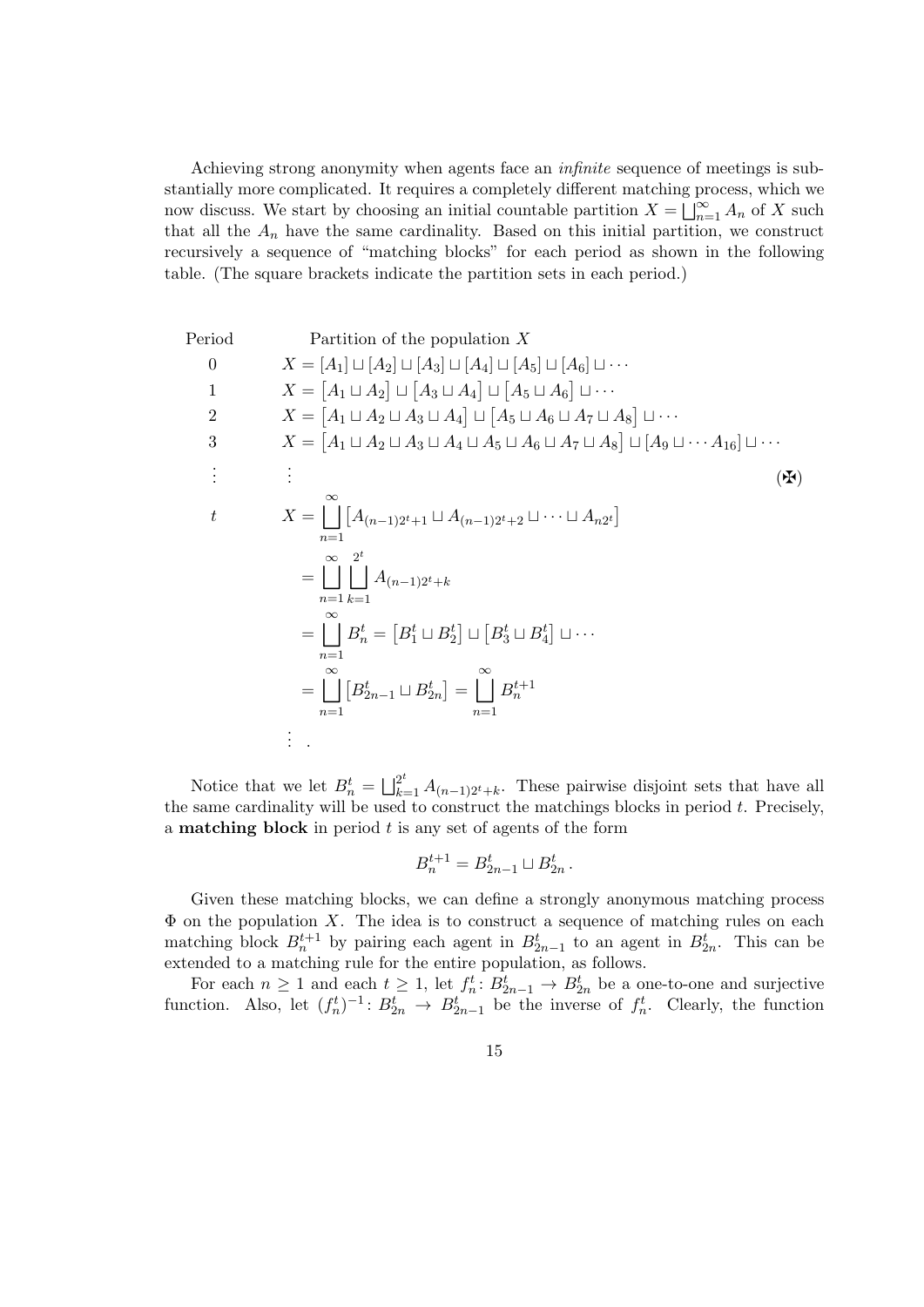Achieving strong anonymity when agents face an *infinite* sequence of meetings is substantially more complicated. It requires a completely different matching process, which we now discuss. We start by choosing an initial countable partition $X = \bigsqcup_{n=1}^{\infty} A_n$ of $X$ such that all the $A_n$ have the same cardinality. Based on this initial partition, we construct recursively a sequence of "matching blocks" for each period as shown in the following table. (The square brackets indicate the partition sets in each period.)

| Period | Partition of the population $X$ |
|---|---|
| 0 | $X = [A_1] \sqcup [A_2] \sqcup [A_3] \sqcup [A_4] \sqcup [A_5] \sqcup [A_6] \sqcup \cdots$ |
| 1 | $X = \big[A_1 \sqcup A_2\big] \sqcup \big[A_3 \sqcup A_4\big] \sqcup \big[A_5 \sqcup A_6\big] \sqcup \cdots$ |
| 2 | $X = \big[A_1 \sqcup A_2 \sqcup A_3 \sqcup A_4\big] \sqcup \big[A_5 \sqcup A_6 \sqcup A_7 \sqcup A_8\big] \sqcup \cdots$ |
| 3 | $X = \big[A_1 \sqcup A_2 \sqcup A_3 \sqcup A_4 \sqcup A_5 \sqcup A_6 \sqcup A_7 \sqcup A_8\big] \sqcup \big[A_9 \sqcup \cdots A_{16}\big] \sqcup \cdots$ |
| $\vdots$ | $\vdots$ |
| $t$ | $X = \bigsqcup_{n=1}^{\infty} \big[A_{(n-1)2^t+1} \sqcup A_{(n-1)2^t+2} \sqcup \cdots \sqcup A_{n2^t}\big]$ |
| | $= \bigsqcup_{n=1}^{\infty} \bigsqcup_{k=1}^{2^t} A_{(n-1)2^t+k}$ |
| | $= \bigsqcup_{n=1}^{\infty} B_n^t = \big[B_1^t \sqcup B_2^t\big] \sqcup \big[B_3^t \sqcup B_4^t\big] \sqcup \cdots$ |
| | $= \bigsqcup_{n=1}^{\infty} \big[B_{2n-1}^t \sqcup B_{2n}^t\big] = \bigsqcup_{n=1}^{\infty} B_n^{t+1}$ |
| | $\vdots$ . |

(✠)

Notice that we let $B_n^t = \bigsqcup_{k=1}^{2^t} A_{(n-1)2^t+k}$. These pairwise disjoint sets that have all the same cardinality will be used to construct the matchings blocks in period $t$. Precisely, a **matching block** in period $t$ is any set of agents of the form

$$B_n^{t+1} = B_{2n-1}^t \sqcup B_{2n}^t\,.$$

Given these matching blocks, we can define a strongly anonymous matching process $\Phi$ on the population $X$. The idea is to construct a sequence of matching rules on each matching block $B_n^{t+1}$ by pairing each agent in $B_{2n-1}^t$ to an agent in $B_{2n}^t$. This can be extended to a matching rule for the entire population, as follows.

For each $n \geq 1$ and each $t \geq 1$, let $f_n^t \colon B_{2n-1}^t \to B_{2n}^t$ be a one-to-one and surjective function. Also, let $(f_n^t)^{-1} \colon B_{2n}^t \to B_{2n-1}^t$ be the inverse of $f_n^t$. Clearly, the function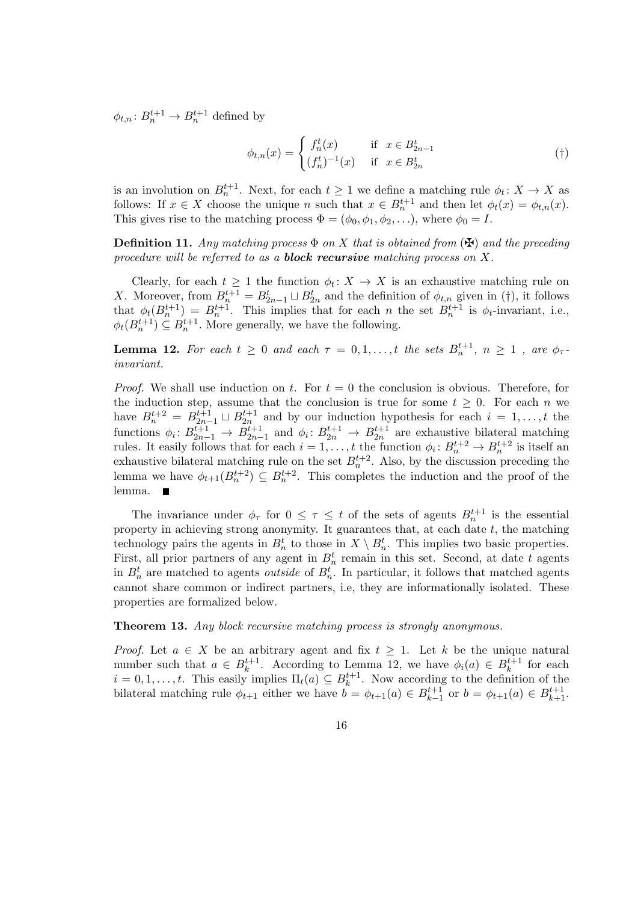$\phi_{t,n}\colon B_n^{t+1} \to B_n^{t+1}$ defined by

$$\phi_{t,n}(x) = \begin{cases} f_n^t(x) & \text{if } \ x \in B_{2n-1}^t \\ (f_n^t)^{-1}(x) & \text{if } \ x \in B_{2n}^t \end{cases} \tag{†}$$

is an involution on $B_n^{t+1}$. Next, for each $t \geq 1$ we define a matching rule $\phi_t\colon X \to X$ as follows: If $x \in X$ choose the unique $n$ such that $x \in B_n^{t+1}$ and then let $\phi_t(x) = \phi_{t,n}(x)$. This gives rise to the matching process $\Phi = (\phi_0, \phi_1, \phi_2, \ldots)$, where $\phi_0 = I$.

**Definition 11.** *Any matching process $\Phi$ on $X$ that is obtained from (✠) and the preceding procedure will be referred to as a **block recursive** matching process on $X$.*

Clearly, for each $t \geq 1$ the function $\phi_t\colon X \to X$ is an exhaustive matching rule on $X$. Moreover, from $B_n^{t+1} = B_{2n-1}^t \sqcup B_{2n}^t$ and the definition of $\phi_{t,n}$ given in (†), it follows that $\phi_t(B_n^{t+1}) = B_n^{t+1}$. This implies that for each $n$ the set $B_n^{t+1}$ is $\phi_t$-invariant, i.e., $\phi_t(B_n^{t+1}) \subseteq B_n^{t+1}$. More generally, we have the following.

**Lemma 12.** *For each $t \geq 0$ and each $\tau = 0, 1, \ldots, t$ the sets $B_n^{t+1}$, $n \geq 1$ , are $\phi_\tau$-invariant.*

*Proof.* We shall use induction on $t$. For $t = 0$ the conclusion is obvious. Therefore, for the induction step, assume that the conclusion is true for some $t \geq 0$. For each $n$ we have $B_n^{t+2} = B_{2n-1}^{t+1} \sqcup B_{2n}^{t+1}$ and by our induction hypothesis for each $i = 1, \ldots, t$ the functions $\phi_i\colon B_{2n-1}^{t+1} \to B_{2n-1}^{t+1}$ and $\phi_i\colon B_{2n}^{t+1} \to B_{2n}^{t+1}$ are exhaustive bilateral matching rules. It easily follows that for each $i = 1, \ldots, t$ the function $\phi_i\colon B_n^{t+2} \to B_n^{t+2}$ is itself an exhaustive bilateral matching rule on the set $B_n^{t+2}$. Also, by the discussion preceding the lemma we have $\phi_{t+1}(B_n^{t+2}) \subseteq B_n^{t+2}$. This completes the induction and the proof of the lemma. ■

The invariance under $\phi_\tau$ for $0 \leq \tau \leq t$ of the sets of agents $B_n^{t+1}$ is the essential property in achieving strong anonymity. It guarantees that, at each date $t$, the matching technology pairs the agents in $B_n^t$ to those in $X \setminus B_n^t$. This implies two basic properties. First, all prior partners of any agent in $B_n^t$ remain in this set. Second, at date $t$ agents in $B_n^t$ are matched to agents *outside* of $B_n^t$. In particular, it follows that matched agents cannot share common or indirect partners, i.e, they are informationally isolated. These properties are formalized below.

**Theorem 13.** *Any block recursive matching process is strongly anonymous.*

*Proof.* Let $a \in X$ be an arbitrary agent and fix $t \geq 1$. Let $k$ be the unique natural number such that $a \in B_k^{t+1}$. According to Lemma 12, we have $\phi_i(a) \in B_k^{t+1}$ for each $i = 0, 1, \ldots, t$. This easily implies $\Pi_t(a) \subseteq B_k^{t+1}$. Now according to the definition of the bilateral matching rule $\phi_{t+1}$ either we have $b = \phi_{t+1}(a) \in B_{k-1}^{t+1}$ or $b = \phi_{t+1}(a) \in B_{k+1}^{t+1}$.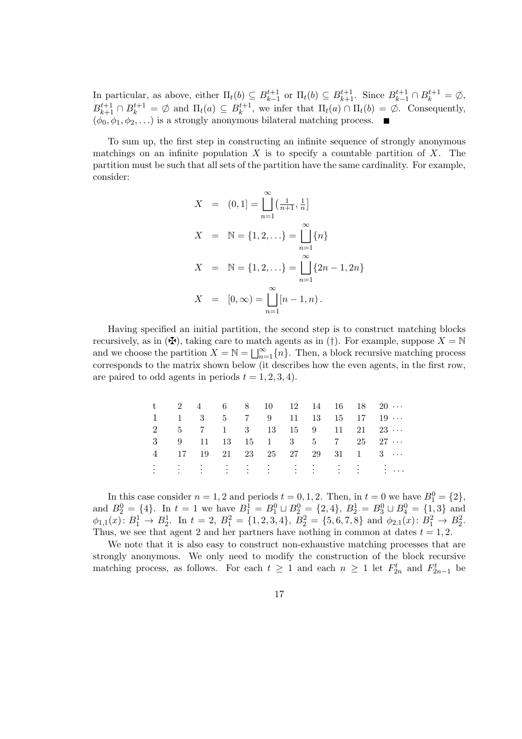In particular, as above, either $\Pi_t(b) \subseteq B^{t+1}_{k-1}$ or $\Pi_t(b) \subseteq B^{t+1}_{k+1}$. Since $B^{t+1}_{k-1} \cap B^{t+1}_k = \emptyset$, $B^{t+1}_{k+1} \cap B^{t+1}_k = \emptyset$ and $\Pi_t(a) \subseteq B^{t+1}_k$, we infer that $\Pi_t(a) \cap \Pi_t(b) = \emptyset$. Consequently, $(\phi_0, \phi_1, \phi_2, \ldots)$ is a strongly anonymous bilateral matching process. ■

To sum up, the first step in constructing an infinite sequence of strongly anonymous matchings on an infinite population $X$ is to specify a countable partition of $X$. The partition must be such that all sets of the partition have the same cardinality. For example, consider:

$$
\begin{aligned}
X &= (0,1] = \bigsqcup_{n=1}^{\infty} \left(\tfrac{1}{n+1}, \tfrac{1}{n}\right] \\
X &= \mathbb{N} = \{1,2,\ldots\} = \bigsqcup_{n=1}^{\infty} \{n\} \\
X &= \mathbb{N} = \{1,2,\ldots\} = \bigsqcup_{n=1}^{\infty} \{2n-1, 2n\} \\
X &= [0,\infty) = \bigsqcup_{n=1}^{\infty} [n-1, n).
\end{aligned}
$$

Having specified an initial partition, the second step is to construct matching blocks recursively, as in (✠), taking care to match agents as in (†). For example, suppose $X = \mathbb{N}$ and we choose the partition $X = \mathbb{N} = \bigsqcup_{n=1}^{\infty} \{n\}$. Then, a block recursive matching process corresponds to the matrix shown below (it describes how the even agents, in the first row, are paired to odd agents in periods $t = 1, 2, 3, 4$).

| t | 2 | 4 | 6 | 8 | 10 | 12 | 14 | 16 | 18 | 20 ··· |
|---|---|---|---|---|---|---|---|---|---|---|
| 1 | 1 | 3 | 5 | 7 | 9 | 11 | 13 | 15 | 17 | 19 ··· |
| 2 | 5 | 7 | 1 | 3 | 13 | 15 | 9 | 11 | 21 | 23 ··· |
| 3 | 9 | 11 | 13 | 15 | 1 | 3 | 5 | 7 | 25 | 27 ··· |
| 4 | 17 | 19 | 21 | 23 | 25 | 27 | 29 | 31 | 1 | 3 ··· |
| ⋮ | ⋮ | ⋮ | ⋮ | ⋮ | ⋮ | ⋮ | ⋮ | ⋮ | ⋮ | ⋮ ··· |

In this case consider $n = 1, 2$ and periods $t = 0, 1, 2$. Then, in $t = 0$ we have $B^0_1 = \{2\}$, and $B^0_2 = \{4\}$. In $t = 1$ we have $B^1_1 = B^0_1 \sqcup B^0_2 = \{2, 4\}$, $B^1_2 = B^0_3 \sqcup B^0_4 = \{1, 3\}$ and $\phi_{1,1}(x)\colon B^1_1 \to B^1_2$. In $t = 2$, $B^2_1 = \{1, 2, 3, 4\}$, $B^2_2 = \{5, 6, 7, 8\}$ and $\phi_{2,1}(x)\colon B^2_1 \to B^2_2$. Thus, we see that agent 2 and her partners have nothing in common at dates $t = 1, 2$.

We note that it is also easy to construct non-exhaustive matching processes that are strongly anonymous. We only need to modify the construction of the block recursive matching process, as follows. For each $t \geq 1$ and each $n \geq 1$ let $F^t_{2n}$ and $F^t_{2n-1}$ be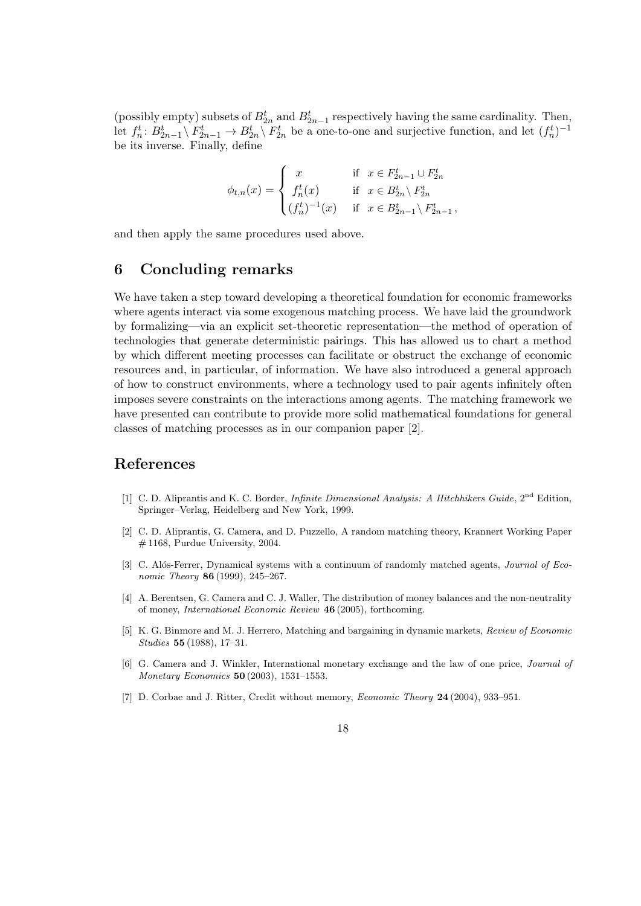(possibly empty) subsets of $B^t_{2n}$ and $B^t_{2n-1}$ respectively having the same cardinality. Then, let $f^t_n \colon B^t_{2n-1} \setminus F^t_{2n-1} \to B^t_{2n} \setminus F^t_{2n}$ be a one-to-one and surjective function, and let $(f^t_n)^{-1}$ be its inverse. Finally, define

$$\phi_{t,n}(x) = \begin{cases} x & \text{if } x \in F^t_{2n-1} \cup F^t_{2n} \\ f^t_n(x) & \text{if } x \in B^t_{2n} \setminus F^t_{2n} \\ (f^t_n)^{-1}(x) & \text{if } x \in B^t_{2n-1} \setminus F^t_{2n-1}\,, \end{cases}$$

and then apply the same procedures used above.

## 6 Concluding remarks

We have taken a step toward developing a theoretical foundation for economic frameworks where agents interact via some exogenous matching process. We have laid the groundwork by formalizing—via an explicit set-theoretic representation—the method of operation of technologies that generate deterministic pairings. This has allowed us to chart a method by which different meeting processes can facilitate or obstruct the exchange of economic resources and, in particular, of information. We have also introduced a general approach of how to construct environments, where a technology used to pair agents infinitely often imposes severe constraints on the interactions among agents. The matching framework we have presented can contribute to provide more solid mathematical foundations for general classes of matching processes as in our companion paper [2].

## References

[1] C. D. Aliprantis and K. C. Border, *Infinite Dimensional Analysis: A Hitchhikers Guide*, 2nd Edition, Springer–Verlag, Heidelberg and New York, 1999.

[2] C. D. Aliprantis, G. Camera, and D. Puzzello, A random matching theory, Krannert Working Paper # 1168, Purdue University, 2004.

[3] C. Alós-Ferrer, Dynamical systems with a continuum of randomly matched agents, *Journal of Economic Theory* **86** (1999), 245–267.

[4] A. Berentsen, G. Camera and C. J. Waller, The distribution of money balances and the non-neutrality of money, *International Economic Review* **46** (2005), forthcoming.

[5] K. G. Binmore and M. J. Herrero, Matching and bargaining in dynamic markets, *Review of Economic Studies* **55** (1988), 17–31.

[6] G. Camera and J. Winkler, International monetary exchange and the law of one price, *Journal of Monetary Economics* **50** (2003), 1531–1553.

[7] D. Corbae and J. Ritter, Credit without memory, *Economic Theory* **24** (2004), 933–951.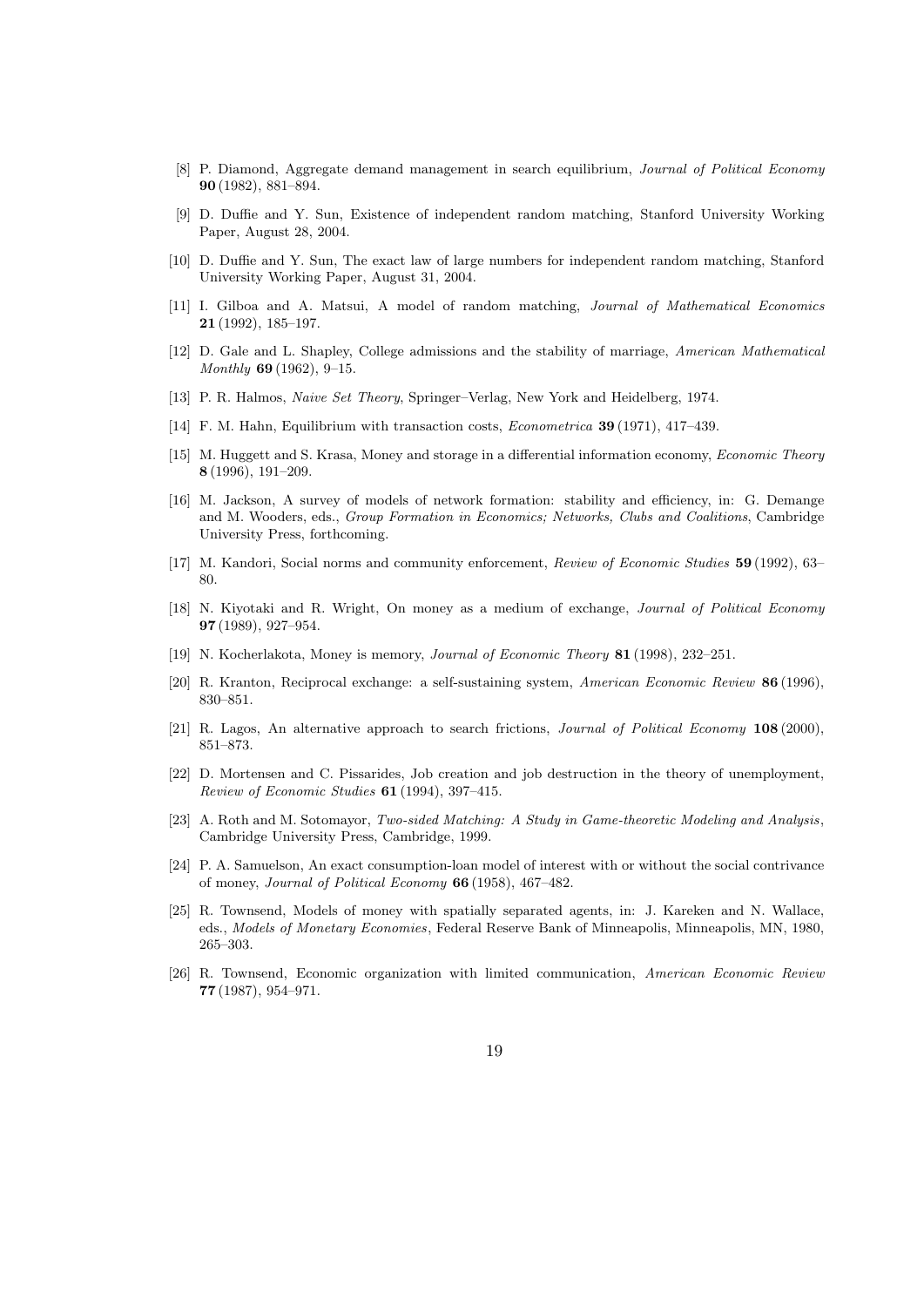[8] P. Diamond, Aggregate demand management in search equilibrium, *Journal of Political Economy* **90** (1982), 881–894.

[9] D. Duffie and Y. Sun, Existence of independent random matching, Stanford University Working Paper, August 28, 2004.

[10] D. Duffie and Y. Sun, The exact law of large numbers for independent random matching, Stanford University Working Paper, August 31, 2004.

[11] I. Gilboa and A. Matsui, A model of random matching, *Journal of Mathematical Economics* **21** (1992), 185–197.

[12] D. Gale and L. Shapley, College admissions and the stability of marriage, *American Mathematical Monthly* **69** (1962), 9–15.

[13] P. R. Halmos, *Naive Set Theory*, Springer–Verlag, New York and Heidelberg, 1974.

[14] F. M. Hahn, Equilibrium with transaction costs, *Econometrica* **39** (1971), 417–439.

[15] M. Huggett and S. Krasa, Money and storage in a differential information economy, *Economic Theory* **8** (1996), 191–209.

[16] M. Jackson, A survey of models of network formation: stability and efficiency, in: G. Demange and M. Wooders, eds., *Group Formation in Economics; Networks, Clubs and Coalitions*, Cambridge University Press, forthcoming.

[17] M. Kandori, Social norms and community enforcement, *Review of Economic Studies* **59** (1992), 63–80.

[18] N. Kiyotaki and R. Wright, On money as a medium of exchange, *Journal of Political Economy* **97** (1989), 927–954.

[19] N. Kocherlakota, Money is memory, *Journal of Economic Theory* **81** (1998), 232–251.

[20] R. Kranton, Reciprocal exchange: a self-sustaining system, *American Economic Review* **86** (1996), 830–851.

[21] R. Lagos, An alternative approach to search frictions, *Journal of Political Economy* **108** (2000), 851–873.

[22] D. Mortensen and C. Pissarides, Job creation and job destruction in the theory of unemployment, *Review of Economic Studies* **61** (1994), 397–415.

[23] A. Roth and M. Sotomayor, *Two-sided Matching: A Study in Game-theoretic Modeling and Analysis*, Cambridge University Press, Cambridge, 1999.

[24] P. A. Samuelson, An exact consumption-loan model of interest with or without the social contrivance of money, *Journal of Political Economy* **66** (1958), 467–482.

[25] R. Townsend, Models of money with spatially separated agents, in: J. Kareken and N. Wallace, eds., *Models of Monetary Economies*, Federal Reserve Bank of Minneapolis, Minneapolis, MN, 1980, 265–303.

[26] R. Townsend, Economic organization with limited communication, *American Economic Review* **77** (1987), 954–971.